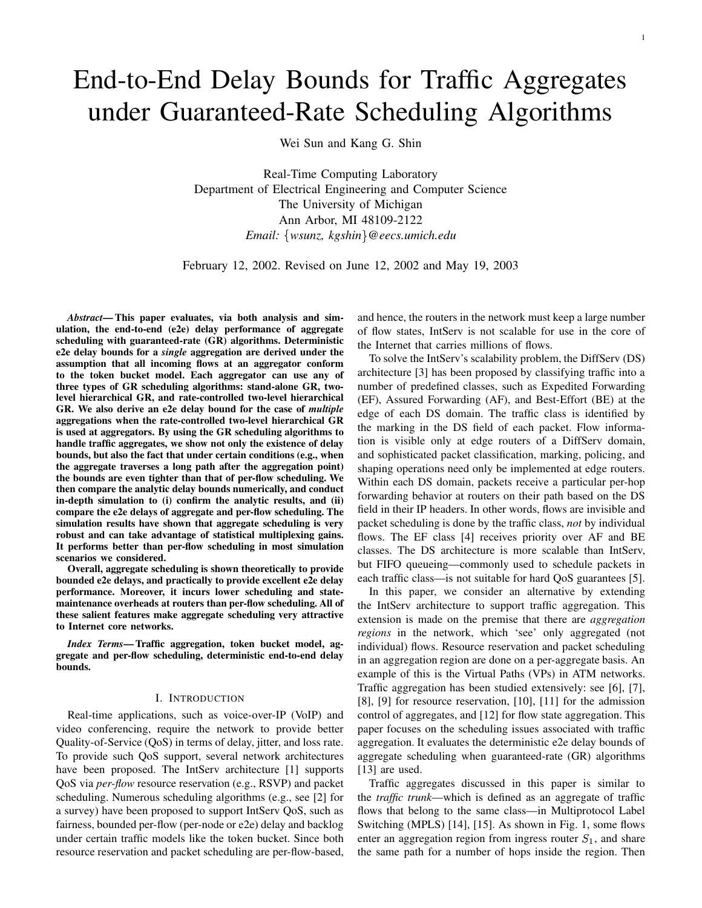# End-to-End Delay Bounds for Traffic Aggregates under Guaranteed-Rate Scheduling Algorithms

Wei Sun and Kang G. Shin

Real-Time Computing Laboratory
Department of Electrical Engineering and Computer Science
The University of Michigan
Ann Arbor, MI 48109-2122
*Email:* {*wsunz, kgshin*}@*eecs.umich.edu*

February 12, 2002. Revised on June 12, 2002 and May 19, 2003

***Abstract*— This paper evaluates, via both analysis and simulation, the end-to-end (e2e) delay performance of aggregate scheduling with guaranteed-rate (GR) algorithms. Deterministic e2e delay bounds for a *single* aggregation are derived under the assumption that all incoming flows at an aggregator conform to the token bucket model. Each aggregator can use any of three types of GR scheduling algorithms: stand-alone GR, two-level hierarchical GR, and rate-controlled two-level hierarchical GR. We also derive an e2e delay bound for the case of *multiple* aggregations when the rate-controlled two-level hierarchical GR is used at aggregators. By using the GR scheduling algorithms to handle traffic aggregates, we show not only the existence of delay bounds, but also the fact that under certain conditions (e.g., when the aggregate traverses a long path after the aggregation point) the bounds are even tighter than that of per-flow scheduling. We then compare the analytic delay bounds numerically, and conduct in-depth simulation to (i) confirm the analytic results, and (ii) compare the e2e delays of aggregate and per-flow scheduling. The simulation results have shown that aggregate scheduling is very robust and can take advantage of statistical multiplexing gains. It performs better than per-flow scheduling in most simulation scenarios we considered.**

**Overall, aggregate scheduling is shown theoretically to provide bounded e2e delays, and practically to provide excellent e2e delay performance. Moreover, it incurs lower scheduling and state-maintenance overheads at routers than per-flow scheduling. All of these salient features make aggregate scheduling very attractive to Internet core networks.**

***Index Terms*— Traffic aggregation, token bucket model, aggregate and per-flow scheduling, deterministic end-to-end delay bounds.**

## I. Introduction

Real-time applications, such as voice-over-IP (VoIP) and video conferencing, require the network to provide better Quality-of-Service (QoS) in terms of delay, jitter, and loss rate. To provide such QoS support, several network architectures have been proposed. The IntServ architecture [1] supports QoS via *per-flow* resource reservation (e.g., RSVP) and packet scheduling. Numerous scheduling algorithms (e.g., see [2] for a survey) have been proposed to support IntServ QoS, such as fairness, bounded per-flow (per-node or e2e) delay and backlog under certain traffic models like the token bucket. Since both resource reservation and packet scheduling are per-flow-based, and hence, the routers in the network must keep a large number of flow states, IntServ is not scalable for use in the core of the Internet that carries millions of flows.

To solve the IntServ's scalability problem, the DiffServ (DS) architecture [3] has been proposed by classifying traffic into a number of predefined classes, such as Expedited Forwarding (EF), Assured Forwarding (AF), and Best-Effort (BE) at the edge of each DS domain. The traffic class is identified by the marking in the DS field of each packet. Flow information is visible only at edge routers of a DiffServ domain, and sophisticated packet classification, marking, policing, and shaping operations need only be implemented at edge routers. Within each DS domain, packets receive a particular per-hop forwarding behavior at routers on their path based on the DS field in their IP headers. In other words, flows are invisible and packet scheduling is done by the traffic class, *not* by individual flows. The EF class [4] receives priority over AF and BE classes. The DS architecture is more scalable than IntServ, but FIFO queueing—commonly used to schedule packets in each traffic class—is not suitable for hard QoS guarantees [5].

In this paper, we consider an alternative by extending the IntServ architecture to support traffic aggregation. This extension is made on the premise that there are *aggregation regions* in the network, which 'see' only aggregated (not individual) flows. Resource reservation and packet scheduling in an aggregation region are done on a per-aggregate basis. An example of this is the Virtual Paths (VPs) in ATM networks. Traffic aggregation has been studied extensively: see [6], [7], [8], [9] for resource reservation, [10], [11] for the admission control of aggregates, and [12] for flow state aggregation. This paper focuses on the scheduling issues associated with traffic aggregation. It evaluates the deterministic e2e delay bounds of aggregate scheduling when guaranteed-rate (GR) algorithms [13] are used.

Traffic aggregates discussed in this paper is similar to the *traffic trunk*—which is defined as an aggregate of traffic flows that belong to the same class—in Multiprotocol Label Switching (MPLS) [14], [15]. As shown in Fig. 1, some flows enter an aggregation region from ingress router $S_1$, and share the same path for a number of hops inside the region. Then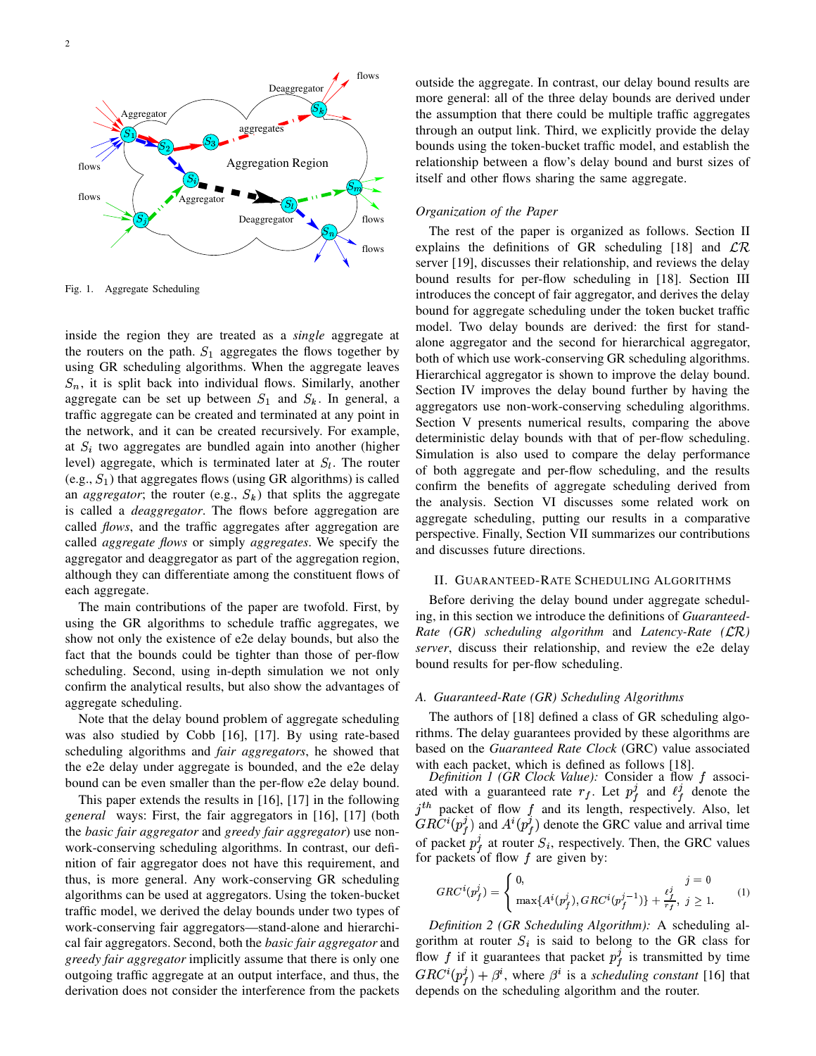Fig. 1. Aggregate Scheduling

inside the region they are treated as a *single* aggregate at the routers on the path. $S_1$ aggregates the flows together by using GR scheduling algorithms. When the aggregate leaves $S_n$, it is split back into individual flows. Similarly, another aggregate can be set up between $S_1$ and $S_k$. In general, a traffic aggregate can be created and terminated at any point in the network, and it can be created recursively. For example, at $S_i$ two aggregates are bundled again into another (higher level) aggregate, which is terminated later at $S_l$. The router (e.g., $S_1$) that aggregates flows (using GR algorithms) is called an *aggregator*; the router (e.g., $S_k$) that splits the aggregate is called a *deaggregator*. The flows before aggregation are called *flows*, and the traffic aggregates after aggregation are called *aggregate flows* or simply *aggregates*. We specify the aggregator and deaggregator as part of the aggregation region, although they can differentiate among the constituent flows of each aggregate.

The main contributions of the paper are twofold. First, by using the GR algorithms to schedule traffic aggregates, we show not only the existence of e2e delay bounds, but also the fact that the bounds could be tighter than those of per-flow scheduling. Second, using in-depth simulation we not only confirm the analytical results, but also show the advantages of aggregate scheduling.

Note that the delay bound problem of aggregate scheduling was also studied by Cobb [16], [17]. By using rate-based scheduling algorithms and *fair aggregators*, he showed that the e2e delay under aggregate is bounded, and the e2e delay bound can be even smaller than the per-flow e2e delay bound.

This paper extends the results in [16], [17] in the following *general* ways: First, the fair aggregators in [16], [17] (both the *basic fair aggregator* and *greedy fair aggregator*) use non-work-conserving scheduling algorithms. In contrast, our definition of fair aggregator does not have this requirement, and thus, is more general. Any work-conserving GR scheduling algorithms can be used at aggregators. Using the token-bucket traffic model, we derived the delay bounds under two types of work-conserving fair aggregators—stand-alone and hierarchical fair aggregators. Second, both the *basic fair aggregator* and *greedy fair aggregator* implicitly assume that there is only one outgoing traffic aggregate at an output interface, and thus, the derivation does not consider the interference from the packets outside the aggregate. In contrast, our delay bound results are more general: all of the three delay bounds are derived under the assumption that there could be multiple traffic aggregates through an output link. Third, we explicitly provide the delay bounds using the token-bucket traffic model, and establish the relationship between a flow's delay bound and burst sizes of itself and other flows sharing the same aggregate.

### Organization of the Paper

The rest of the paper is organized as follows. Section II explains the definitions of GR scheduling [18] and $\mathcal{LR}$ server [19], discusses their relationship, and reviews the delay bound results for per-flow scheduling in [18]. Section III introduces the concept of fair aggregator, and derives the delay bound for aggregate scheduling under the token bucket traffic model. Two delay bounds are derived: the first for stand-alone aggregator and the second for hierarchical aggregator, both of which use work-conserving GR scheduling algorithms. Hierarchical aggregator is shown to improve the delay bound. Section IV improves the delay bound further by having the aggregators use non-work-conserving scheduling algorithms. Section V presents numerical results, comparing the above deterministic delay bounds with that of per-flow scheduling. Simulation is also used to compare the delay performance of both aggregate and per-flow scheduling, and the results confirm the benefits of aggregate scheduling derived from the analysis. Section VI discusses some related work on aggregate scheduling, putting our results in a comparative perspective. Finally, Section VII summarizes our contributions and discusses future directions.

## II. Guaranteed-Rate Scheduling Algorithms

Before deriving the delay bound under aggregate scheduling, in this section we introduce the definitions of *Guaranteed-Rate (GR) scheduling algorithm* and *Latency-Rate ($\mathcal{LR}$) server*, discuss their relationship, and review the e2e delay bound results for per-flow scheduling.

### A. Guaranteed-Rate (GR) Scheduling Algorithms

The authors of [18] defined a class of GR scheduling algorithms. The delay guarantees provided by these algorithms are based on the *Guaranteed Rate Clock* (GRC) value associated with each packet, which is defined as follows [18].

*Definition 1 (GR Clock Value):* Consider a flow $f$ associated with a guaranteed rate $r_f$. Let $p_f^j$ and $\ell_f^j$ denote the $j^{th}$ packet of flow $f$ and its length, respectively. Also, let $GRC^i(p_f^j)$ and $A^i(p_f^j)$ denote the GRC value and arrival time of packet $p_f^j$ at router $S_i$, respectively. Then, the GRC values for packets of flow $f$ are given by:

$$GRC^i(p_f^j) = \begin{cases} 0, & j = 0 \\ \max\{A^i(p_f^j), GRC^i(p_f^{j-1})\} + \frac{\ell_f^j}{r_f}, & j \geq 1. \end{cases} \quad (1)$$

*Definition 2 (GR Scheduling Algorithm):* A scheduling algorithm at router $S_i$ is said to belong to the GR class for flow $f$ if it guarantees that packet $p_f^j$ is transmitted by time $GRC^i(p_f^j) + \beta^i$, where $\beta^i$ is a *scheduling constant* [16] that depends on the scheduling algorithm and the router.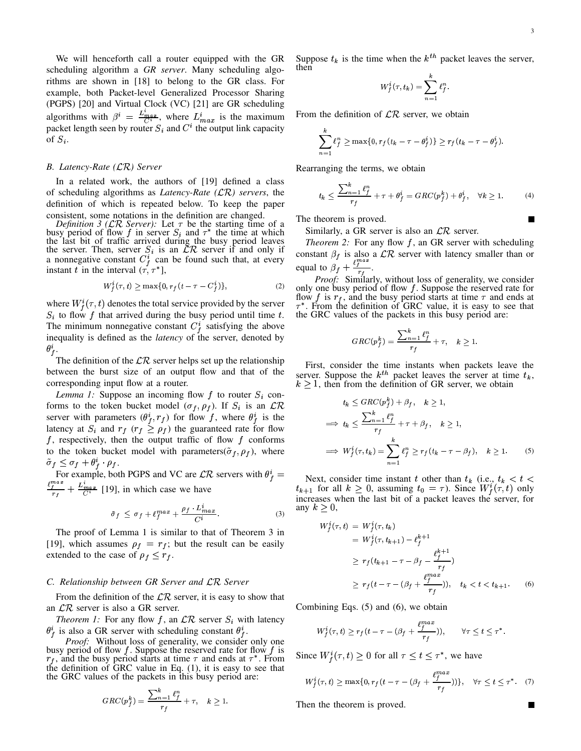We will henceforth call a router equipped with the GR scheduling algorithm a *GR server*. Many scheduling algorithms are shown in [18] to belong to the GR class. For example, both Packet-level Generalized Processor Sharing (PGPS) [20] and Virtual Clock (VC) [21] are GR scheduling algorithms with $\beta^i = \frac{L^i_{max}}{C^i}$, where $L^i_{max}$ is the maximum packet length seen by router $S_i$ and $C^i$ the output link capacity of $S_i$.

### B. Latency-Rate ($\mathcal{LR}$) Server

In a related work, the authors of [19] defined a class of scheduling algorithms as *Latency-Rate ($\mathcal{LR}$) servers*, the definition of which is repeated below. To keep the paper consistent, some notations in the definition are changed.

*Definition 3 ($\mathcal{LR}$ Server):* Let $\tau$ be the starting time of a busy period of flow $f$ in server $S_i$ and $\tau^*$ the time at which the last bit of traffic arrived during the busy period leaves the server. Then, server $S_i$ is an $\mathcal{LR}$ server if and only if a nonnegative constant $C^i_f$ can be found such that, at every instant $t$ in the interval $(\tau, \tau^*]$,

$$W^i_f(\tau, t) \geq \max\{0, r_f(t - \tau - C^i_f)\}, \tag{2}$$

where $W^i_f(\tau, t)$ denotes the total service provided by the server $S_i$ to flow $f$ that arrived during the busy period until time $t$. The minimum nonnegative constant $C^i_f$ satisfying the above inequality is defined as the *latency* of the server, denoted by $\theta^i_f$.

The definition of the $\mathcal{LR}$ server helps set up the relationship between the burst size of an output flow and that of the corresponding input flow at a router.

*Lemma 1:* Suppose an incoming flow $f$ to router $S_i$ conforms to the token bucket model $(\sigma_f, \rho_f)$. If $S_i$ is an $\mathcal{LR}$ server with parameters $(\theta^i_f, r_f)$ for flow $f$, where $\theta^i_f$ is the latency at $S_i$ and $r_f$ ($r_f \geq \rho_f$) the guaranteed rate for flow $f$, respectively, then the output traffic of flow $f$ conforms to the token bucket model with parameters$(\tilde{\sigma}_f, \rho_f)$, where $\tilde{\sigma}_f \leq \sigma_f + \theta^i_f \cdot \rho_f$.

For example, both PGPS and VC are $\mathcal{LR}$ servers with $\theta^i_f = \frac{\ell^{max}_f}{r_f} + \frac{L^i_{max}}{C^i}$ [19], in which case we have

$$\tilde{\sigma}_f \;\leq\; \sigma_f + \ell^{max}_f + \frac{\rho_f \cdot L^i_{max}}{C^i}. \tag{3}$$

The proof of Lemma 1 is similar to that of Theorem 3 in [19], which assumes $\rho_f = r_f$; but the result can be easily extended to the case of $\rho_f \leq r_f$.

### C. Relationship between GR Server and $\mathcal{LR}$ Server

From the definition of the $\mathcal{LR}$ server, it is easy to show that an $\mathcal{LR}$ server is also a GR server.

*Theorem 1:* For any flow $f$, an $\mathcal{LR}$ server $S_i$ with latency $\theta^i_f$ is also a GR server with scheduling constant $\theta^i_f$.

*Proof:* Without loss of generality, we consider only one busy period of flow $f$. Suppose the reserved rate for flow $f$ is $r_f$, and the busy period starts at time $\tau$ and ends at $\tau^*$. From the definition of GRC value in Eq. (1), it is easy to see that the GRC values of the packets in this busy period are:

$$GRC(p^k_f) = \frac{\sum_{n=1}^{k} \ell^n_f}{r_f} + \tau, \quad k \geq 1.$$

Suppose $t_k$ is the time when the $k^{th}$ packet leaves the server, then

$$W^i_f(\tau, t_k) = \sum_{n=1}^{k} \ell^n_f.$$

From the definition of $\mathcal{LR}$ server, we obtain

$$\sum_{n=1}^{k} \ell^n_f \geq \max\{0, r_f(t_k - \tau - \theta^i_f)\} \geq r_f(t_k - \tau - \theta^i_f).$$

Rearranging the terms, we obtain

$$t_k \leq \frac{\sum_{n=1}^{k} \ell^n_f}{r_f} + \tau + \theta^i_f = GRC(p^k_f) + \theta^i_f, \quad \forall k \geq 1. \tag{4}$$

The theorem is proved. ■

Similarly, a GR server is also an $\mathcal{LR}$ server.

*Theorem 2:* For any flow $f$, an GR server with scheduling constant $\beta_f$ is also a $\mathcal{LR}$ server with latency smaller than or equal to $\beta_f + \frac{\ell^{max}_f}{r_f}$.

*Proof:* Similarly, without loss of generality, we consider only one busy period of flow $f$. Suppose the reserved rate for flow $f$ is $r_f$, and the busy period starts at time $\tau$ and ends at $\tau^*$. From the definition of GRC value, it is easy to see that the GRC values of the packets in this busy period are:

$$GRC(p^k_f) = \frac{\sum_{n=1}^{k} \ell^n_f}{r_f} + \tau, \quad k \geq 1.$$

First, consider the time instants when packets leave the server. Suppose the $k^{th}$ packet leaves the server at time $t_k$, $k \geq 1$, then from the definition of GR server, we obtain

$$\begin{aligned}
& t_k \leq GRC(p^k_f) + \beta_f, \quad k \geq 1, \\
\Longrightarrow\; & t_k \leq \frac{\sum_{n=1}^{k} \ell^n_f}{r_f} + \tau + \beta_f, \quad k \geq 1, \\
\Longrightarrow\; & W^i_f(\tau, t_k) = \sum_{n=1}^{k} \ell^n_f \geq r_f(t_k - \tau - \beta_f), \quad k \geq 1.
\end{aligned} \tag{5}$$

Next, consider time instant $t$ other than $t_k$ (i.e., $t_k < t < t_{k+1}$ for all $k \geq 0$, assuming $t_0 = \tau$). Since $W^i_f(\tau, t)$ only increases when the last bit of a packet leaves the server, for any $k \geq 0$,

$$\begin{aligned}
W^i_f(\tau, t) \;&=\; W^i_f(\tau, t_k) \\
&=\; W^i_f(\tau, t_{k+1}) - \ell^{k+1}_f \\
&\geq\; r_f(t_{k+1} - \tau - \beta_f - \frac{\ell^{k+1}_f}{r_f}) \\
&\geq\; r_f(t - \tau - (\beta_f + \frac{\ell^{max}_f}{r_f})), \quad t_k < t < t_{k+1}.
\end{aligned} \tag{6}$$

Combining Eqs. (5) and (6), we obtain

$$W^i_f(\tau, t) \geq r_f(t - \tau - (\beta_f + \frac{\ell^{max}_f}{r_f})), \qquad \forall \tau \leq t \leq \tau^*.$$

Since $W^i_f(\tau, t) \geq 0$ for all $\tau \leq t \leq \tau^*$, we have

$$W^i_f(\tau, t) \geq \max\{0, r_f(t - \tau - (\beta_f + \frac{\ell^{max}_f}{r_f}))\}, \quad \forall \tau \leq t \leq \tau^*. \tag{7}$$

Then the theorem is proved. ■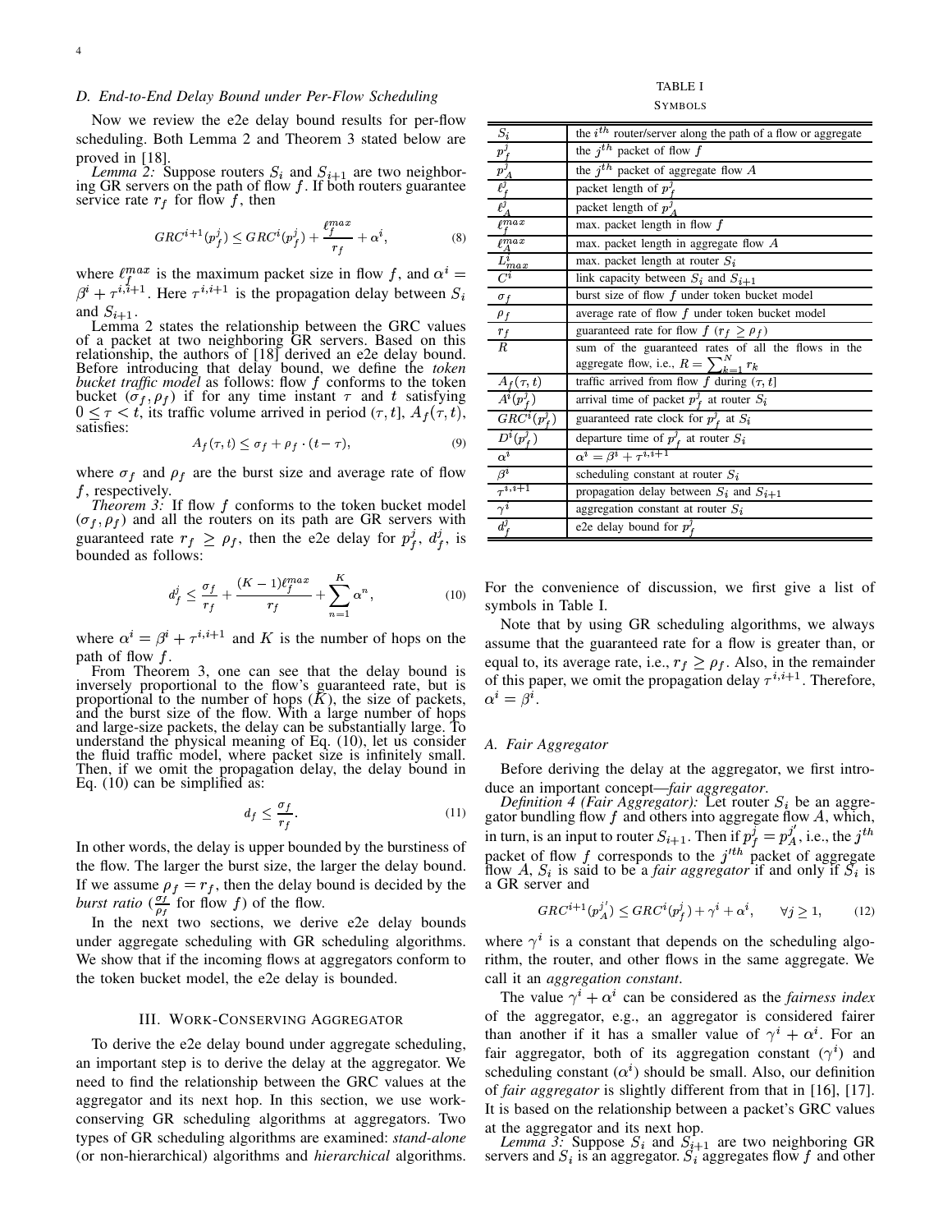### D. End-to-End Delay Bound under Per-Flow Scheduling

Now we review the e2e delay bound results for per-flow scheduling. Both Lemma 2 and Theorem 3 stated below are proved in [18].

*Lemma 2:* Suppose routers $S_i$ and $S_{i+1}$ are two neighboring GR servers on the path of flow $f$. If both routers guarantee service rate $r_f$ for flow $f$, then

$$GRC^{i+1}(p_f^j) \leq GRC^i(p_f^j) + \frac{\ell_f^{max}}{r_f} + \alpha^i, \tag{8}$$

where $\ell_f^{max}$ is the maximum packet size in flow $f$, and $\alpha^i = \beta^i + \tau^{i,i+1}$. Here $\tau^{i,i+1}$ is the propagation delay between $S_i$ and $S_{i+1}$.

Lemma 2 states the relationship between the GRC values of a packet at two neighboring GR servers. Based on this relationship, the authors of [18] derived an e2e delay bound. Before introducing that delay bound, we define the *token bucket traffic model* as follows: flow $f$ conforms to the token bucket $(\sigma_f, \rho_f)$ if for any time instant $\tau$ and $t$ satisfying $0 \leq \tau < t$, its traffic volume arrived in period $(\tau, t]$, $A_f(\tau, t)$, satisfies:

$$A_f(\tau, t) \leq \sigma_f + \rho_f \cdot (t - \tau), \tag{9}$$

where $\sigma_f$ and $\rho_f$ are the burst size and average rate of flow $f$, respectively.

*Theorem 3:* If flow $f$ conforms to the token bucket model $(\sigma_f, \rho_f)$ and all the routers on its path are GR servers with guaranteed rate $r_f \geq \rho_f$, then the e2e delay for $p_f^j$, $d_f^j$, is bounded as follows:

$$d_f^j \leq \frac{\sigma_f}{r_f} + \frac{(K-1)\ell_f^{max}}{r_f} + \sum_{n=1}^{K} \alpha^n, \tag{10}$$

where $\alpha^i = \beta^i + \tau^{i,i+1}$ and $K$ is the number of hops on the path of flow $f$.

From Theorem 3, one can see that the delay bound is inversely proportional to the flow's guaranteed rate, but is proportional to the number of hops ($K$), the size of packets, and the burst size of the flow. With a large number of hops and large-size packets, the delay can be substantially large. To understand the physical meaning of Eq. (10), let us consider the fluid traffic model, where packet size is infinitely small. Then, if we omit the propagation delay, the delay bound in Eq. (10) can be simplified as:

$$d_f \leq \frac{\sigma_f}{r_f}. \tag{11}$$

In other words, the delay is upper bounded by the burstiness of the flow. The larger the burst size, the larger the delay bound. If we assume $\rho_f = r_f$, then the delay bound is decided by the *burst ratio* ($\frac{\sigma_f}{\rho_f}$ for flow $f$) of the flow.

In the next two sections, we derive e2e delay bounds under aggregate scheduling with GR scheduling algorithms. We show that if the incoming flows at aggregators conform to the token bucket model, the e2e delay is bounded.

## III. Work-Conserving Aggregator

To derive the e2e delay bound under aggregate scheduling, an important step is to derive the delay at the aggregator. We need to find the relationship between the GRC values at the aggregator and its next hop. In this section, we use work-conserving GR scheduling algorithms at aggregators. Two types of GR scheduling algorithms are examined: *stand-alone* (or non-hierarchical) algorithms and *hierarchical* algorithms.

TABLE I

Symbols

| | |
|---|---|
| $S_i$ | the $i^{th}$ router/server along the path of a flow or aggregate |
| $p_f^j$ | the $j^{th}$ packet of flow $f$ |
| $p_A^j$ | the $j^{th}$ packet of aggregate flow $A$ |
| $\ell_f^j$ | packet length of $p_f^j$ |
| $\ell_A^j$ | packet length of $p_A^j$ |
| $\ell_f^{max}$ | max. packet length in flow $f$ |
| $\ell_A^{max}$ | max. packet length in aggregate flow $A$ |
| $L_{max}^i$ | max. packet length at router $S_i$ |
| $C^i$ | link capacity between $S_i$ and $S_{i+1}$ |
| $\sigma_f$ | burst size of flow $f$ under token bucket model |
| $\rho_f$ | average rate of flow $f$ under token bucket model |
| $r_f$ | guaranteed rate for flow $f$ ($r_f \geq \rho_f$) |
| $R$ | sum of the guaranteed rates of all the flows in the aggregate flow, i.e., $R = \sum_{k=1}^{N} r_k$ |
| $A_f(\tau, t)$ | traffic arrived from flow $f$ during $(\tau, t]$ |
| $A^i(p_f^j)$ | arrival time of packet $p_f^j$ at router $S_i$ |
| $GRC^i(p_f^j)$ | guaranteed rate clock for $p_f^j$ at $S_i$ |
| $D^i(p_f^j)$ | departure time of $p_f^j$ at router $S_i$ |
| $\alpha^i$ | $\alpha^i = \beta^i + \tau^{i,i+1}$ |
| $\beta^i$ | scheduling constant at router $S_i$ |
| $\tau^{i,i+1}$ | propagation delay between $S_i$ and $S_{i+1}$ |
| $\gamma^i$ | aggregation constant at router $S_i$ |
| $d_f^j$ | e2e delay bound for $p_f^j$ |

For the convenience of discussion, we first give a list of symbols in Table I.

Note that by using GR scheduling algorithms, we always assume that the guaranteed rate for a flow is greater than, or equal to, its average rate, i.e., $r_f \geq \rho_f$. Also, in the remainder of this paper, we omit the propagation delay $\tau^{i,i+1}$. Therefore, $\alpha^i = \beta^i$.

### A. Fair Aggregator

Before deriving the delay at the aggregator, we first introduce an important concept—*fair aggregator*.

*Definition 4 (Fair Aggregator):* Let router $S_i$ be an aggregator bundling flow $f$ and others into aggregate flow $A$, which, in turn, is an input to router $S_{i+1}$. Then if $p_f^j = p_A^{j'}$, i.e., the $j^{th}$ packet of flow $f$ corresponds to the $j'^{th}$ packet of aggregate flow $A$, $S_i$ is said to be a *fair aggregator* if and only if $S_i$ is a GR server and

$$GRC^{i+1}(p_A^{j'}) \leq GRC^i(p_f^j) + \gamma^i + \alpha^i, \qquad \forall j \geq 1, \tag{12}$$

where $\gamma^i$ is a constant that depends on the scheduling algorithm, the router, and other flows in the same aggregate. We call it an *aggregation constant*.

The value $\gamma^i + \alpha^i$ can be considered as the *fairness index* of the aggregator, e.g., an aggregator is considered fairer than another if it has a smaller value of $\gamma^i + \alpha^i$. For an fair aggregator, both of its aggregation constant ($\gamma^i$) and scheduling constant ($\alpha^i$) should be small. Also, our definition of *fair aggregator* is slightly different from that in [16], [17]. It is based on the relationship between a packet's GRC values at the aggregator and its next hop.

*Lemma 3:* Suppose $S_i$ and $S_{i+1}$ are two neighboring GR servers and $S_i$ is an aggregator. $S_i$ aggregates flow $f$ and other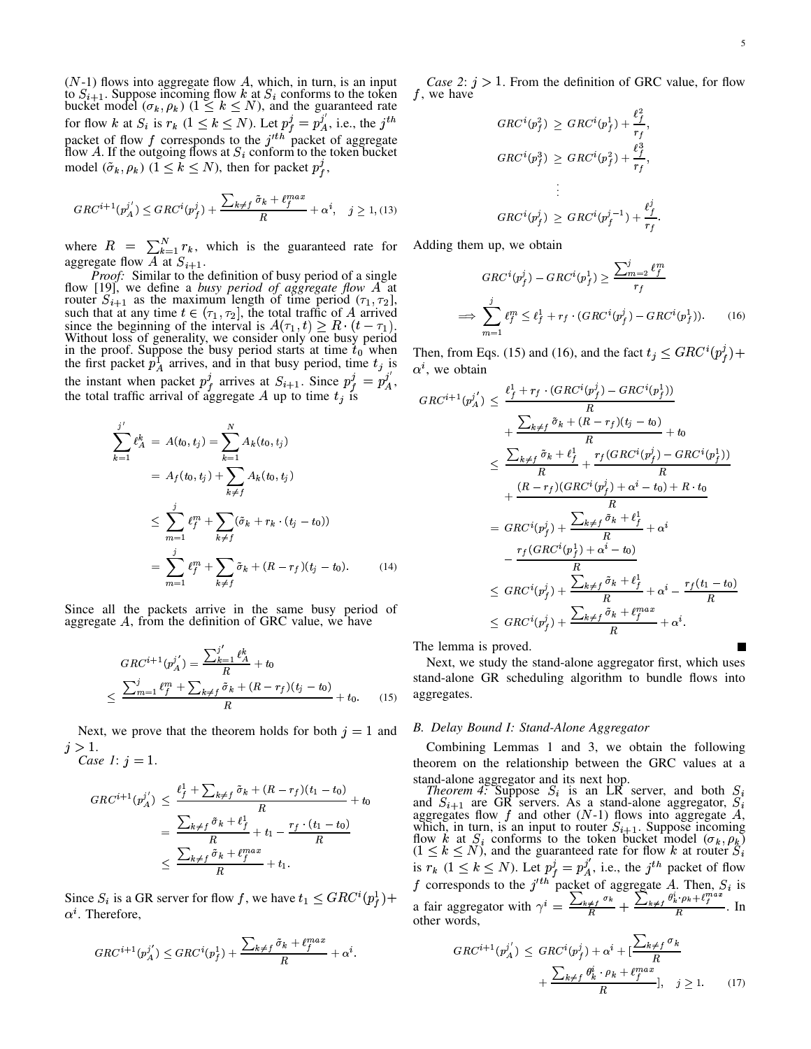($N$-1) flows into aggregate flow $A$, which, in turn, is an input to $S_{i+1}$. Suppose incoming flow $k$ at $S_i$ conforms to the token bucket model $(\sigma_k, \rho_k)$ $(1 \leq k \leq N)$, and the guaranteed rate for flow $k$ at $S_i$ is $r_k$ $(1 \leq k \leq N)$. Let $p_f^j = p_A^{j'}$, i.e., the $j^{th}$ packet of flow $f$ corresponds to the $j'^{th}$ packet of aggregate flow $A$. If the outgoing flows at $S_i$ conform to the token bucket model $(\tilde{\sigma}_k, \rho_k)$ $(1 \leq k \leq N)$, then for packet $p_f^j$,

$$GRC^{i+1}(p_A^{j'}) \leq GRC^i(p_f^j) + \frac{\sum_{k \neq f} \tilde{\sigma}_k + \ell_f^{max}}{R} + \alpha^i, \quad j \geq 1, \tag{13}$$

where $R = \sum_{k=1}^{N} r_k$, which is the guaranteed rate for aggregate flow $A$ at $S_{i+1}$.

*Proof:* Similar to the definition of busy period of a single flow [19], we define a *busy period of aggregate flow A* at router $S_{i+1}$ as the maximum length of time period $(\tau_1, \tau_2]$, such that at any time $t \in (\tau_1, \tau_2]$, the total traffic of $A$ arrived since the beginning of the interval is $A(\tau_1, t) \geq R \cdot (t - \tau_1)$. Without loss of generality, we consider only one busy period in the proof. Suppose the busy period starts at time $t_0$ when the first packet $p_A^1$ arrives, and in that busy period, time $t_j$ is the instant when packet $p_f^j$ arrives at $S_{i+1}$. Since $p_f^j = p_A^{j'}$, the total traffic arrival of aggregate $A$ up to time $t_j$ is

$$\begin{aligned}
\sum_{k=1}^{j'} \ell_A^k &= A(t_0, t_j) = \sum_{k=1}^{N} A_k(t_0, t_j) \\
&= A_f(t_0, t_j) + \sum_{k \neq f} A_k(t_0, t_j) \\
&\leq \sum_{m=1}^{j} \ell_f^m + \sum_{k \neq f} (\tilde{\sigma}_k + r_k \cdot (t_j - t_0)) \\
&= \sum_{m=1}^{j} \ell_f^m + \sum_{k \neq f} \tilde{\sigma}_k + (R - r_f)(t_j - t_0).
\end{aligned} \tag{14}$$

Since all the packets arrive in the same busy period of aggregate $A$, from the definition of GRC value, we have

$$\begin{aligned}
GRC^{i+1}(p_A^{j'}) &= \frac{\sum_{k=1}^{j'} \ell_A^k}{R} + t_0 \\
&\leq \frac{\sum_{m=1}^{j} \ell_f^m + \sum_{k \neq f} \tilde{\sigma}_k + (R - r_f)(t_j - t_0)}{R} + t_0.
\end{aligned} \tag{15}$$

Next, we prove that the theorem holds for both $j = 1$ and $j > 1$.

*Case 1*: $j = 1$.

$$\begin{aligned}
GRC^{i+1}(p_A^{j'}) &\leq \frac{\ell_f^1 + \sum_{k \neq f} \tilde{\sigma}_k + (R - r_f)(t_1 - t_0)}{R} + t_0 \\
&= \frac{\sum_{k \neq f} \tilde{\sigma}_k + \ell_f^1}{R} + t_1 - \frac{r_f \cdot (t_1 - t_0)}{R} \\
&\leq \frac{\sum_{k \neq f} \tilde{\sigma}_k + \ell_f^{max}}{R} + t_1.
\end{aligned}$$

Since $S_i$ is a GR server for flow $f$, we have $t_1 \leq GRC^i(p_f^1) + \alpha^i$. Therefore,

$$GRC^{i+1}(p_A^{j'}) \leq GRC^i(p_f^1) + \frac{\sum_{k \neq f} \tilde{\sigma}_k + \ell_f^{max}}{R} + \alpha^i.$$

*Case 2*: $j > 1$. From the definition of GRC value, for flow $f$, we have

$$\begin{aligned}
GRC^i(p_f^2) &\geq GRC^i(p_f^1) + \frac{\ell_f^2}{r_f}, \\
GRC^i(p_f^3) &\geq GRC^i(p_f^2) + \frac{\ell_f^3}{r_f}, \\
&\vdots \\
GRC^i(p_f^j) &\geq GRC^i(p_f^{j-1}) + \frac{\ell_f^j}{r_f}.
\end{aligned}$$

Adding them up, we obtain

$$\begin{aligned}
& GRC^i(p_f^j) - GRC^i(p_f^1) \geq \frac{\sum_{m=2}^{j} \ell_f^m}{r_f} \\
\Longrightarrow & \sum_{m=1}^{j} \ell_f^m \leq \ell_f^1 + r_f \cdot (GRC^i(p_f^j) - GRC^i(p_f^1)).
\end{aligned} \tag{16}$$

Then, from Eqs. (15) and (16), and the fact $t_j \leq GRC^i(p_f^j) + \alpha^i$, we obtain

$$\begin{aligned}
GRC^{i+1}(p_A^{j'}) &\leq \frac{\ell_f^1 + r_f \cdot (GRC^i(p_f^j) - GRC^i(p_f^1))}{R} \\
&\quad + \frac{\sum_{k \neq f} \tilde{\sigma}_k + (R - r_f)(t_j - t_0)}{R} + t_0 \\
&\leq \frac{\sum_{k \neq f} \tilde{\sigma}_k + \ell_f^1}{R} + \frac{r_f (GRC^i(p_f^j) - GRC^i(p_f^1))}{R} \\
&\quad + \frac{(R - r_f)(GRC^i(p_f^j) + \alpha^i - t_0) + R \cdot t_0}{R} \\
&= GRC^i(p_f^j) + \frac{\sum_{k \neq f} \tilde{\sigma}_k + \ell_f^1}{R} + \alpha^i \\
&\quad - \frac{r_f (GRC^i(p_f^1) + \alpha^i - t_0)}{R} \\
&\leq GRC^i(p_f^j) + \frac{\sum_{k \neq f} \tilde{\sigma}_k + \ell_f^1}{R} + \alpha^i - \frac{r_f (t_1 - t_0)}{R} \\
&\leq GRC^i(p_f^j) + \frac{\sum_{k \neq f} \tilde{\sigma}_k + \ell_f^{max}}{R} + \alpha^i.
\end{aligned}$$

The lemma is proved. ∎

Next, we study the stand-alone aggregator first, which uses stand-alone GR scheduling algorithm to bundle flows into aggregates.

## B. Delay Bound I: Stand-Alone Aggregator

Combining Lemmas 1 and 3, we obtain the following theorem on the relationship between the GRC values at a stand-alone aggregator and its next hop.

*Theorem 4:* Suppose $S_i$ is an LR server, and both $S_i$ and $S_{i+1}$ are GR servers. As a stand-alone aggregator, $S_i$ aggregates flow $f$ and other ($N$-1) flows into aggregate $A$, which, in turn, is an input to router $S_{i+1}$. Suppose incoming flow $k$ at $S_i$ conforms to the token bucket model $(\sigma_k, \rho_k)$ $(1 \leq k \leq N)$, and the guaranteed rate for flow $k$ at router $S_i$ is $r_k$ $(1 \leq k \leq N)$. Let $p_f^j = p_A^{j'}$, i.e., the $j^{th}$ packet of flow $f$ corresponds to the $j'^{th}$ packet of aggregate $A$. Then, $S_i$ is a fair aggregator with $\gamma^i = \frac{\sum_{k \neq f} \sigma_k}{R} + \frac{\sum_{k \neq f} \theta_k^i \cdot \rho_k + \ell_f^{max}}{R}$. In other words,

$$\begin{aligned}
GRC^{i+1}(p_A^{j'}) \leq\; & GRC^i(p_f^j) + \alpha^i + [\frac{\sum_{k \neq f} \sigma_k}{R} \\
& + \frac{\sum_{k \neq f} \theta_k^i \cdot \rho_k + \ell_f^{max}}{R}], \quad j \geq 1.
\end{aligned} \tag{17}$$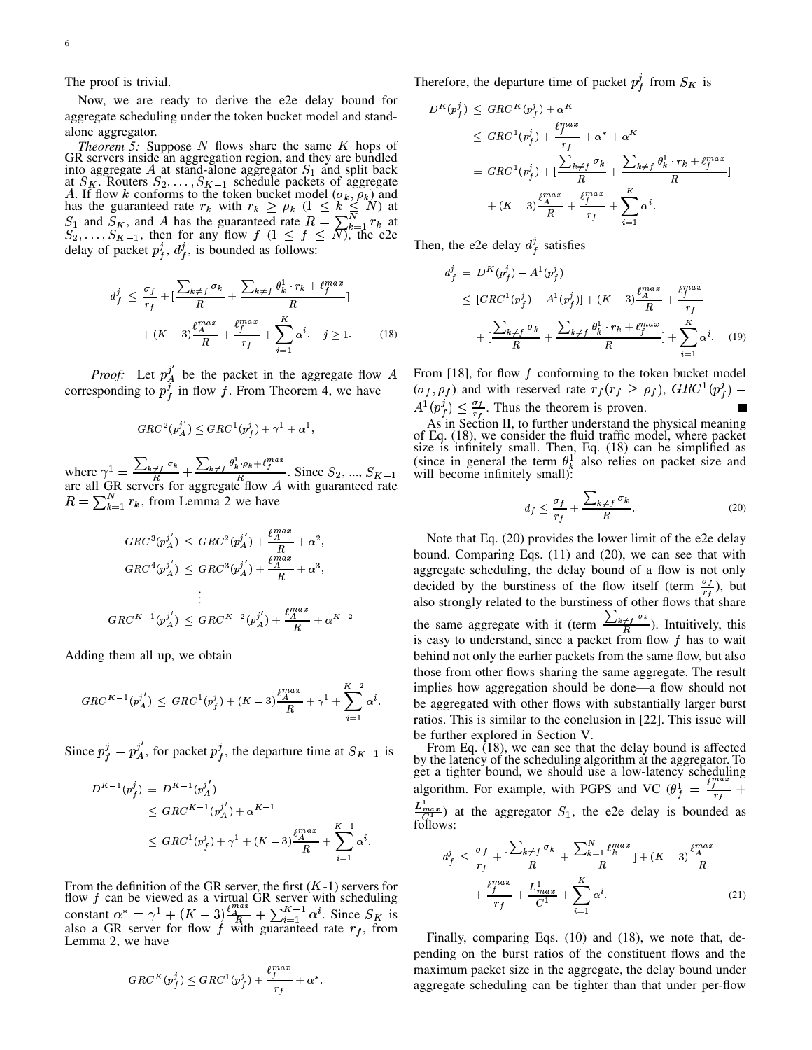The proof is trivial.

Now, we are ready to derive the e2e delay bound for aggregate scheduling under the token bucket model and stand-alone aggregator.

*Theorem 5:* Suppose $N$ flows share the same $K$ hops of GR servers inside an aggregation region, and they are bundled into aggregate $A$ at stand-alone aggregator $S_1$ and split back at $S_K$. Routers $S_2, \ldots, S_{K-1}$ schedule packets of aggregate $A$. If flow $k$ conforms to the token bucket model $(\sigma_k, \rho_k)$ and has the guaranteed rate $r_k$ with $r_k \geq \rho_k$ $(1 \leq k \leq N)$ at $S_1$ and $S_K$, and $A$ has the guaranteed rate $R = \sum_{k=1}^{N} r_k$ at $S_2, \ldots, S_{K-1}$, then for any flow $f$ $(1 \leq f \leq N)$, the e2e delay of packet $p_f^j$, $d_f^j$, is bounded as follows:

$$d_f^j \leq \frac{\sigma_f}{r_f} + [\frac{\sum_{k \neq f} \sigma_k}{R} + \frac{\sum_{k \neq f} \theta_k^1 \cdot r_k + \ell_f^{max}}{R}] + (K-3)\frac{\ell_A^{max}}{R} + \frac{\ell_f^{max}}{r_f} + \sum_{i=1}^{K} \alpha^i, \quad j \geq 1. \tag{18}$$

*Proof:* Let $p_A^{j'}$ be the packet in the aggregate flow $A$ corresponding to $p_f^j$ in flow $f$. From Theorem 4, we have

$$GRC^2(p_A^{j'}) \leq GRC^1(p_f^j) + \gamma^1 + \alpha^1,$$

where $\gamma^1 = \frac{\sum_{k \neq f} \sigma_k}{R} + \frac{\sum_{k \neq f} \theta_k^1 \cdot \rho_k + \ell_f^{max}}{R}$. Since $S_2$, ..., $S_{K-1}$ are all GR servers for aggregate flow $A$ with guaranteed rate $R = \sum_{k=1}^{N} r_k$, from Lemma 2 we have

$$\begin{aligned}
GRC^3(p_A^{j'}) &\leq GRC^2(p_A^{j'}) + \frac{\ell_A^{max}}{R} + \alpha^2, \\
GRC^4(p_A^{j'}) &\leq GRC^3(p_A^{j'}) + \frac{\ell_A^{max}}{R} + \alpha^3, \\
&\vdots \\
GRC^{K-1}(p_A^{j'}) &\leq GRC^{K-2}(p_A^{j'}) + \frac{\ell_A^{max}}{R} + \alpha^{K-2}
\end{aligned}$$

Adding them all up, we obtain

$$GRC^{K-1}(p_A^{j'}) \leq GRC^1(p_f^j) + (K-3)\frac{\ell_A^{max}}{R} + \gamma^1 + \sum_{i=1}^{K-2} \alpha^i.$$

Since $p_f^j = p_A^{j'}$, for packet $p_f^j$, the departure time at $S_{K-1}$ is

$$\begin{aligned}
D^{K-1}(p_f^j) &= D^{K-1}(p_A^{j'}) \\
&\leq GRC^{K-1}(p_A^{j'}) + \alpha^{K-1} \\
&\leq GRC^1(p_f^j) + \gamma^1 + (K-3)\frac{\ell_A^{max}}{R} + \sum_{i=1}^{K-1} \alpha^i.
\end{aligned}$$

From the definition of the GR server, the first ($K$-1) servers for flow $f$ can be viewed as a virtual GR server with scheduling constant $\alpha^* = \gamma^1 + (K-3)\frac{\ell_A^{max}}{R} + \sum_{i=1}^{K-1} \alpha^i$. Since $S_K$ is also a GR server for flow $f$ with guaranteed rate $r_f$, from Lemma 2, we have

$$GRC^K(p_f^j) \leq GRC^1(p_f^j) + \frac{\ell_f^{max}}{r_f} + \alpha^*.$$

Therefore, the departure time of packet $p_f^j$ from $S_K$ is

$$\begin{aligned}
D^K(p_f^j) &\leq GRC^K(p_f^j) + \alpha^K \\
&\leq GRC^1(p_f^j) + \frac{\ell_f^{max}}{r_f} + \alpha^* + \alpha^K \\
&= GRC^1(p_f^j) + [\frac{\sum_{k \neq f} \sigma_k}{R} + \frac{\sum_{k \neq f} \theta_k^1 \cdot r_k + \ell_f^{max}}{R}] \\
&\quad + (K-3)\frac{\ell_A^{max}}{R} + \frac{\ell_f^{max}}{r_f} + \sum_{i=1}^{K} \alpha^i.
\end{aligned}$$

Then, the e2e delay $d_f^j$ satisfies

$$\begin{aligned}
d_f^j &= D^K(p_f^j) - A^1(p_f^j) \\
&\leq [GRC^1(p_f^j) - A^1(p_f^j)] + (K-3)\frac{\ell_A^{max}}{R} + \frac{\ell_f^{max}}{r_f} \\
&\quad + [\frac{\sum_{k \neq f} \sigma_k}{R} + \frac{\sum_{k \neq f} \theta_k^1 \cdot r_k + \ell_f^{max}}{R}] + \sum_{i=1}^{K} \alpha^i.
\end{aligned} \tag{19}$$

From [18], for flow $f$ conforming to the token bucket model $(\sigma_f, \rho_f)$ and with reserved rate $r_f (r_f \geq \rho_f)$, $GRC^1(p_f^j) - A^1(p_f^j) \leq \frac{\sigma_f}{r_f}$. Thus the theorem is proven. ■

As in Section II, to further understand the physical meaning of Eq. (18), we consider the fluid traffic model, where packet size is infinitely small. Then, Eq. (18) can be simplified as (since in general the term $\theta_k^1$ also relies on packet size and will become infinitely small):

$$d_f \leq \frac{\sigma_f}{r_f} + \frac{\sum_{k \neq f} \sigma_k}{R}. \tag{20}$$

Note that Eq. (20) provides the lower limit of the e2e delay bound. Comparing Eqs. (11) and (20), we can see that with aggregate scheduling, the delay bound of a flow is not only decided by the burstiness of the flow itself (term $\frac{\sigma_f}{r_f}$), but also strongly related to the burstiness of other flows that share the same aggregate with it (term $\frac{\sum_{k \neq f} \sigma_k}{R}$). Intuitively, this is easy to understand, since a packet from flow $f$ has to wait behind not only the earlier packets from the same flow, but also those from other flows sharing the same aggregate. The result implies how aggregation should be done—a flow should not be aggregated with other flows with substantially larger burst ratios. This is similar to the conclusion in [22]. This issue will be further explored in Section V.

From Eq. (18), we can see that the delay bound is affected by the latency of the scheduling algorithm at the aggregator. To get a tighter bound, we should use a low-latency scheduling algorithm. For example, with PGPS and VC ($\theta_f^1 = \frac{\ell_f^{max}}{r_f} + \frac{L_{max}^1}{C^1}$) at the aggregator $S_1$, the e2e delay is bounded as follows:

$$d_f^j \leq \frac{\sigma_f}{r_f} + [\frac{\sum_{k \neq f} \sigma_k}{R} + \frac{\sum_{k=1}^{N} \ell_k^{max}}{R}] + (K-3)\frac{\ell_A^{max}}{R} + \frac{\ell_f^{max}}{r_f} + \frac{L_{max}^1}{C^1} + \sum_{i=1}^{K} \alpha^i. \tag{21}$$

Finally, comparing Eqs. (10) and (18), we note that, depending on the burst ratios of the constituent flows and the maximum packet size in the aggregate, the delay bound under aggregate scheduling can be tighter than that under per-flow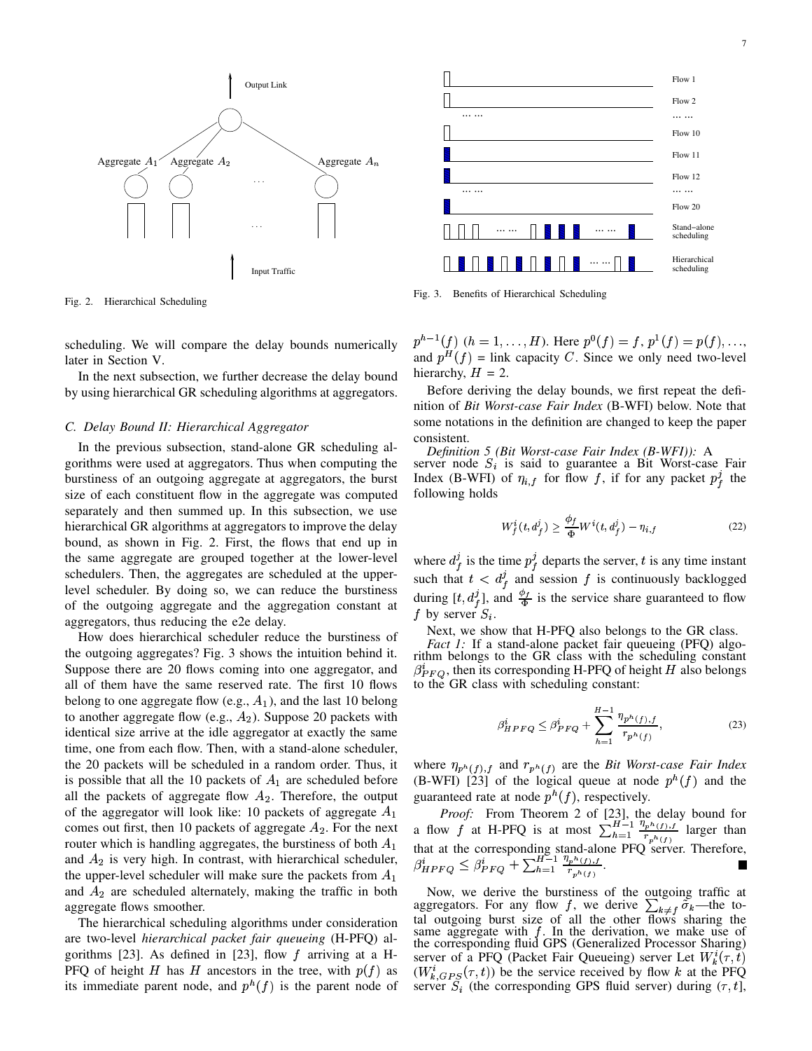Fig. 2. Hierarchical Scheduling

Fig. 3. Benefits of Hierarchical Scheduling

scheduling. We will compare the delay bounds numerically later in Section V.

In the next subsection, we further decrease the delay bound by using hierarchical GR scheduling algorithms at aggregators.

### C. Delay Bound II: Hierarchical Aggregator

In the previous subsection, stand-alone GR scheduling algorithms were used at aggregators. Thus when computing the burstiness of an outgoing aggregate at aggregators, the burst size of each constituent flow in the aggregate was computed separately and then summed up. In this subsection, we use hierarchical GR algorithms at aggregators to improve the delay bound, as shown in Fig. 2. First, the flows that end up in the same aggregate are grouped together at the lower-level schedulers. Then, the aggregates are scheduled at the upper-level scheduler. By doing so, we can reduce the burstiness of the outgoing aggregate and the aggregation constant at aggregators, thus reducing the e2e delay.

How does hierarchical scheduler reduce the burstiness of the outgoing aggregates? Fig. 3 shows the intuition behind it. Suppose there are 20 flows coming into one aggregator, and all of them have the same reserved rate. The first 10 flows belong to one aggregate flow (e.g., $A_1$), and the last 10 belong to another aggregate flow (e.g., $A_2$). Suppose 20 packets with identical size arrive at the idle aggregator at exactly the same time, one from each flow. Then, with a stand-alone scheduler, the 20 packets will be scheduled in a random order. Thus, it is possible that all the 10 packets of $A_1$ are scheduled before all the packets of aggregate flow $A_2$. Therefore, the output of the aggregator will look like: 10 packets of aggregate $A_1$ comes out first, then 10 packets of aggregate $A_2$. For the next router which is handling aggregates, the burstiness of both $A_1$ and $A_2$ is very high. In contrast, with hierarchical scheduler, the upper-level scheduler will make sure the packets from $A_1$ and $A_2$ are scheduled alternately, making the traffic in both aggregate flows smoother.

The hierarchical scheduling algorithms under consideration are two-level *hierarchical packet fair queueing* (H-PFQ) algorithms [23]. As defined in [23], flow $f$ arriving at a H-PFQ of height $H$ has $H$ ancestors in the tree, with $p(f)$ as its immediate parent node, and $p^h(f)$ is the parent node of $p^{h-1}(f)$ ($h = 1, \ldots, H$). Here $p^0(f) = f$, $p^1(f) = p(f), \ldots$, and $p^H(f)$ = link capacity $C$. Since we only need two-level hierarchy, $H$ = 2.

Before deriving the delay bounds, we first repeat the definition of *Bit Worst-case Fair Index* (B-WFI) below. Note that some notations in the definition are changed to keep the paper consistent.

*Definition 5 (Bit Worst-case Fair Index (B-WFI)):* A server node $S_i$ is said to guarantee a Bit Worst-case Fair Index (B-WFI) of $\eta_{i,f}$ for flow $f$, if for any packet $p_f^j$ the following holds

$$W_f^i(t, d_f^j) \geq \frac{\phi_f}{\Phi} W^i(t, d_f^j) - \eta_{i,f} \tag{22}$$

where $d_f^j$ is the time $p_f^j$ departs the server, $t$ is any time instant such that $t < d_f^j$ and session $f$ is continuously backlogged during $[t, d_f^j]$, and $\frac{\phi_f}{\Phi}$ is the service share guaranteed to flow $f$ by server $S_i$.

Next, we show that H-PFQ also belongs to the GR class.

*Fact 1:* If a stand-alone packet fair queueing (PFQ) algorithm belongs to the GR class with the scheduling constant $\beta_{PFQ}^i$, then its corresponding H-PFQ of height $H$ also belongs to the GR class with scheduling constant:

$$\beta_{HPFQ}^i \leq \beta_{PFQ}^i + \sum_{h=1}^{H-1} \frac{\eta_{p^h(f),f}}{r_{p^h(f)}}, \tag{23}$$

where $\eta_{p^h(f),f}$ and $r_{p^h(f)}$ are the *Bit Worst-case Fair Index* (B-WFI) [23] of the logical queue at node $p^h(f)$ and the guaranteed rate at node $p^h(f)$, respectively.

*Proof:* From Theorem 2 of [23], the delay bound for a flow $f$ at H-PFQ is at most $\sum_{h=1}^{H-1} \frac{\eta_{p^h(f),f}}{r_{p^h(f)}}$ larger than that at the corresponding stand-alone PFQ server. Therefore, $\beta_{HPFQ}^i \leq \beta_{PFQ}^i + \sum_{h=1}^{H-1} \frac{\eta_{p^h(f),f}}{r_{p^h(f)}}$. ■

Now, we derive the burstiness of the outgoing traffic at aggregators. For any flow $f$, we derive $\sum_{k \neq f} \tilde{\sigma}_k$—the total outgoing burst size of all the other flows sharing the same aggregate with $f$. In the derivation, we make use of the corresponding fluid GPS (Generalized Processor Sharing) server of a PFQ (Packet Fair Queueing) server Let $W_k^i(\tau, t)$ ($W_{k,GPS}^i(\tau, t)$) be the service received by flow $k$ at the PFQ server $S_i$ (the corresponding GPS fluid server) during $(\tau, t]$,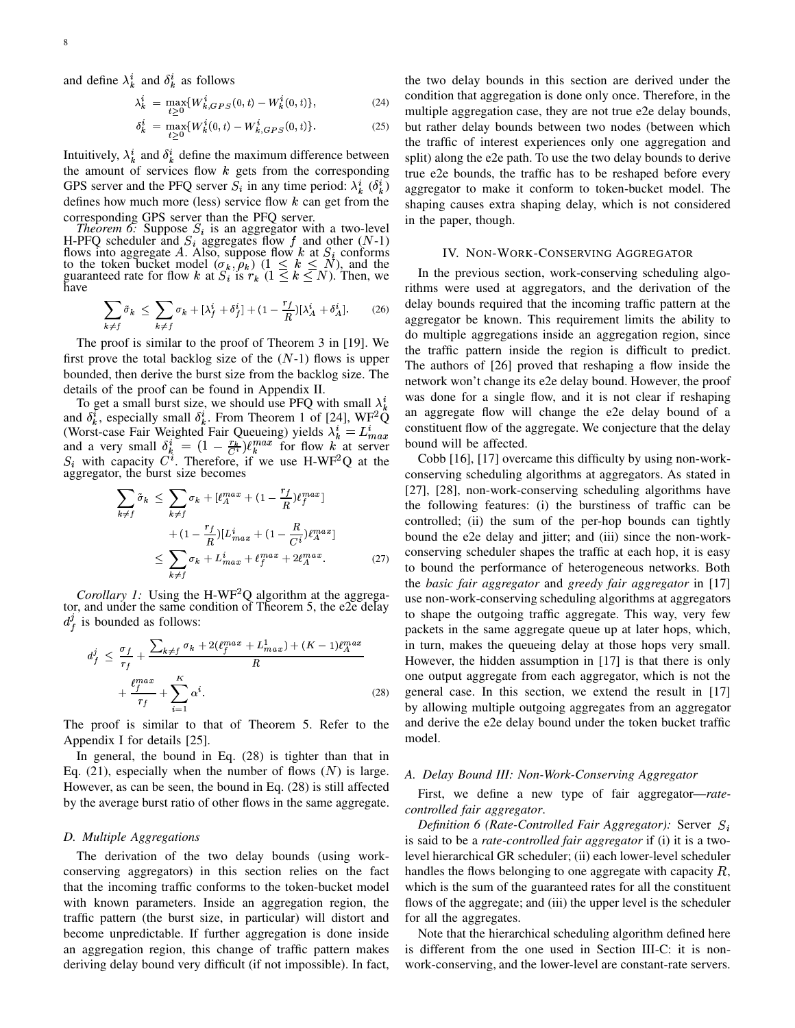and define $\lambda_k^i$ and $\delta_k^i$ as follows

$$\lambda_k^i = \max_{t \geq 0}\{W_{k,GPS}^i(0,t) - W_k^i(0,t)\}, \tag{24}$$

$$\delta_k^i = \max_{t \geq 0}\{W_k^i(0,t) - W_{k,GPS}^i(0,t)\}. \tag{25}$$

Intuitively, $\lambda_k^i$ and $\delta_k^i$ define the maximum difference between the amount of services flow $k$ gets from the corresponding GPS server and the PFQ server $S_i$ in any time period: $\lambda_k^i$ ($\delta_k^i$) defines how much more (less) service flow $k$ can get from the corresponding GPS server than the PFQ server.

*Theorem 6:* Suppose $S_i$ is an aggregator with a two-level H-PFQ scheduler and $S_i$ aggregates flow $f$ and other ($N$-1) flows into aggregate $A$. Also, suppose flow $k$ at $S_i$ conforms to the token bucket model $(\sigma_k, \rho_k)$ $(1 \leq k \leq N)$, and the guaranteed rate for flow $k$ at $S_i$ is $r_k$ $(1 \leq k \leq N)$. Then, we have

$$\sum_{k \neq f} \tilde{\sigma}_k \leq \sum_{k \neq f} \sigma_k + [\lambda_f^i + \delta_f^i] + (1 - \frac{r_f}{R})[\lambda_A^i + \delta_A^i]. \tag{26}$$

The proof is similar to the proof of Theorem 3 in [19]. We first prove the total backlog size of the ($N$-1) flows is upper bounded, then derive the burst size from the backlog size. The details of the proof can be found in Appendix II.

To get a small burst size, we should use PFQ with small $\lambda_k^i$ and $\delta_k^i$, especially small $\delta_k^i$. From Theorem 1 of [24], WF$^2$Q (Worst-case Fair Weighted Fair Queueing) yields $\lambda_k^i = L_{max}^i$ and a very small $\delta_k^i = (1 - \frac{r_k}{C^i})\ell_k^{max}$ for flow $k$ at server $S_i$ with capacity $C^i$. Therefore, if we use H-WF$^2$Q at the aggregator, the burst size becomes

$$\begin{aligned}
\sum_{k \neq f} \tilde{\sigma}_k &\leq \sum_{k \neq f} \sigma_k + [\ell_A^{max} + (1 - \frac{r_f}{R})\ell_f^{max}] \\
&\quad + (1 - \frac{r_f}{R})[L_{max}^i + (1 - \frac{R}{C^i})\ell_A^{max}] \\
&\leq \sum_{k \neq f} \sigma_k + L_{max}^i + \ell_f^{max} + 2\ell_A^{max}.
\end{aligned} \tag{27}$$

*Corollary 1:* Using the H-WF$^2$Q algorithm at the aggregator, and under the same condition of Theorem 5, the e2e delay $d_f^j$ is bounded as follows:

$$\begin{aligned}
d_f^j &\leq \frac{\sigma_f}{r_f} + \frac{\sum_{k \neq f} \sigma_k + 2(\ell_f^{max} + L_{max}^1) + (K-1)\ell_A^{max}}{R} \\
&\quad + \frac{\ell_f^{max}}{r_f} + \sum_{i=1}^{K} \alpha^i.
\end{aligned} \tag{28}$$

The proof is similar to that of Theorem 5. Refer to the Appendix I for details [25].

In general, the bound in Eq. (28) is tighter than that in Eq. (21), especially when the number of flows ($N$) is large. However, as can be seen, the bound in Eq. (28) is still affected by the average burst ratio of other flows in the same aggregate.

### D. Multiple Aggregations

The derivation of the two delay bounds (using work-conserving aggregators) in this section relies on the fact that the incoming traffic conforms to the token-bucket model with known parameters. Inside an aggregation region, the traffic pattern (the burst size, in particular) will distort and become unpredictable. If further aggregation is done inside an aggregation region, this change of traffic pattern makes deriving delay bound very difficult (if not impossible). In fact, the two delay bounds in this section are derived under the condition that aggregation is done only once. Therefore, in the multiple aggregation case, they are not true e2e delay bounds, but rather delay bounds between two nodes (between which the traffic of interest experiences only one aggregation and split) along the e2e path. To use the two delay bounds to derive true e2e bounds, the traffic has to be reshaped before every aggregator to make it conform to token-bucket model. The shaping causes extra shaping delay, which is not considered in the paper, though.

## IV. Non-Work-Conserving Aggregator

In the previous section, work-conserving scheduling algorithms were used at aggregators, and the derivation of the delay bounds required that the incoming traffic pattern at the aggregator be known. This requirement limits the ability to do multiple aggregations inside an aggregation region, since the traffic pattern inside the region is difficult to predict. The authors of [26] proved that reshaping a flow inside the network won't change its e2e delay bound. However, the proof was done for a single flow, and it is not clear if reshaping an aggregate flow will change the e2e delay bound of a constituent flow of the aggregate. We conjecture that the delay bound will be affected.

Cobb [16], [17] overcame this difficulty by using non-work-conserving scheduling algorithms at aggregators. As stated in [27], [28], non-work-conserving scheduling algorithms have the following features: (i) the burstiness of traffic can be controlled; (ii) the sum of the per-hop bounds can tightly bound the e2e delay and jitter; and (iii) since the non-work-conserving scheduler shapes the traffic at each hop, it is easy to bound the performance of heterogeneous networks. Both the *basic fair aggregator* and *greedy fair aggregator* in [17] use non-work-conserving scheduling algorithms at aggregators to shape the outgoing traffic aggregate. This way, very few packets in the same aggregate queue up at later hops, which, in turn, makes the queueing delay at those hops very small. However, the hidden assumption in [17] is that there is only one output aggregate from each aggregator, which is not the general case. In this section, we extend the result in [17] by allowing multiple outgoing aggregates from an aggregator and derive the e2e delay bound under the token bucket traffic model.

### A. Delay Bound III: Non-Work-Conserving Aggregator

First, we define a new type of fair aggregator—*rate-controlled fair aggregator*.

*Definition 6 (Rate-Controlled Fair Aggregator):* Server $S_i$ is said to be a *rate-controlled fair aggregator* if (i) it is a two-level hierarchical GR scheduler; (ii) each lower-level scheduler handles the flows belonging to one aggregate with capacity $R$, which is the sum of the guaranteed rates for all the constituent flows of the aggregate; and (iii) the upper level is the scheduler for all the aggregates.

Note that the hierarchical scheduling algorithm defined here is different from the one used in Section III-C: it is non-work-conserving, and the lower-level are constant-rate servers.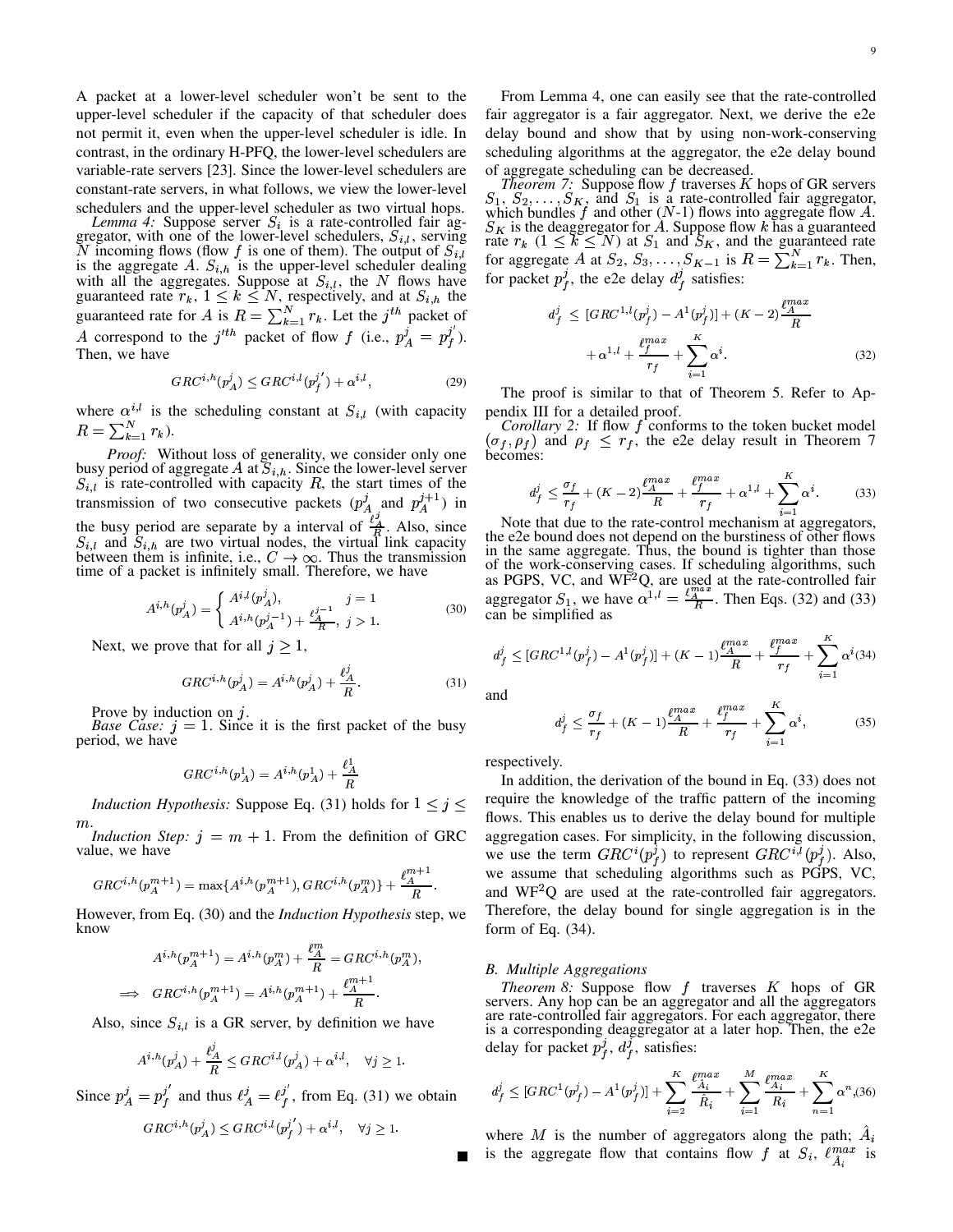A packet at a lower-level scheduler won't be sent to the upper-level scheduler if the capacity of that scheduler does not permit it, even when the upper-level scheduler is idle. In contrast, in the ordinary H-PFQ, the lower-level schedulers are variable-rate servers [23]. Since the lower-level schedulers are constant-rate servers, in what follows, we view the lower-level schedulers and the upper-level scheduler as two virtual hops.

*Lemma 4:* Suppose server $S_i$ is a rate-controlled fair aggregator, with one of the lower-level schedulers, $S_{i,l}$, serving $N$ incoming flows (flow $f$ is one of them). The output of $S_{i,l}$ is the aggregate $A$. $S_{i,h}$ is the upper-level scheduler dealing with all the aggregates. Suppose at $S_{i,l}$, the $N$ flows have guaranteed rate $r_k$, $1 \leq k \leq N$, respectively, and at $S_{i,h}$ the guaranteed rate for $A$ is $R = \sum_{k=1}^{N} r_k$. Let the $j^{th}$ packet of $A$ correspond to the $j'^{th}$ packet of flow $f$ (i.e., $p_A^j = p_f^{j'}$). Then, we have

$$GRC^{i,h}(p_A^j) \leq GRC^{i,l}(p_f^{j'}) + \alpha^{i,l}, \tag{29}$$

where $\alpha^{i,l}$ is the scheduling constant at $S_{i,l}$ (with capacity $R = \sum_{k=1}^{N} r_k$).

*Proof:* Without loss of generality, we consider only one busy period of aggregate $A$ at $S_{i,h}$. Since the lower-level server $S_{i,l}$ is rate-controlled with capacity $R$, the start times of the transmission of two consecutive packets ($p_A^j$ and $p_A^{j+1}$) in the busy period are separate by a interval of $\frac{\ell_A^j}{R}$. Also, since $S_{i,l}$ and $S_{i,h}$ are two virtual nodes, the virtual link capacity between them is infinite, i.e., $C \to \infty$. Thus the transmission time of a packet is infinitely small. Therefore, we have

$$A^{i,h}(p_A^j) = \begin{cases} A^{i,l}(p_A^j), & j = 1 \\ A^{i,h}(p_A^{j-1}) + \frac{\ell_A^{j-1}}{R}, & j > 1. \end{cases} \tag{30}$$

Next, we prove that for all $j \geq 1$,

$$GRC^{i,h}(p_A^j) = A^{i,h}(p_A^j) + \frac{\ell_A^j}{R}. \tag{31}$$

Prove by induction on $j$.

*Base Case:* $j = 1$. Since it is the first packet of the busy period, we have

$$GRC^{i,h}(p_A^1) = A^{i,h}(p_A^1) + \frac{\ell_A^1}{R}$$

*Induction Hypothesis:* Suppose Eq. (31) holds for $1 \leq j \leq m$.

*Induction Step:* $j = m + 1$. From the definition of GRC value, we have

$$GRC^{i,h}(p_A^{m+1}) = \max\{A^{i,h}(p_A^{m+1}), GRC^{i,h}(p_A^m)\} + \frac{\ell_A^{m+1}}{R}.$$

However, from Eq. (30) and the *Induction Hypothesis* step, we know

$$A^{i,h}(p_A^{m+1}) = A^{i,h}(p_A^m) + \frac{\ell_A^m}{R} = GRC^{i,h}(p_A^m),$$

$$\implies GRC^{i,h}(p_A^{m+1}) = A^{i,h}(p_A^{m+1}) + \frac{\ell_A^{m+1}}{R}.$$

Also, since $S_{i,l}$ is a GR server, by definition we have

$$A^{i,h}(p_A^j) + \frac{\ell_A^j}{R} \leq GRC^{i,l}(p_A^j) + \alpha^{i,l}, \quad \forall j \geq 1.$$

Since $p_A^j = p_f^{j'}$ and thus $\ell_A^j = \ell_f^{j'}$, from Eq. (31) we obtain

$$GRC^{i,h}(p_A^j) \leq GRC^{i,l}(p_f^{j'}) + \alpha^{i,l}, \quad \forall j \geq 1.$$

∎

From Lemma 4, one can easily see that the rate-controlled fair aggregator is a fair aggregator. Next, we derive the e2e delay bound and show that by using non-work-conserving scheduling algorithms at the aggregator, the e2e delay bound of aggregate scheduling can be decreased.

*Theorem 7:* Suppose flow $f$ traverses $K$ hops of GR servers $S_1, S_2, \ldots, S_K$, and $S_1$ is a rate-controlled fair aggregator, which bundles $f$ and other ($N$-1) flows into aggregate flow $A$. $S_K$ is the deaggregator for $A$. Suppose flow $k$ has a guaranteed rate $r_k$ ($1 \leq k \leq N$) at $S_1$ and $S_K$, and the guaranteed rate for aggregate $A$ at $S_2, S_3, \ldots, S_{K-1}$ is $R = \sum_{k=1}^{N} r_k$. Then, for packet $p_f^j$, the e2e delay $d_f^j$ satisfies:

$$d_f^j \leq [GRC^{1,l}(p_f^j) - A^1(p_f^j)] + (K-2)\frac{\ell_A^{max}}{R} + \alpha^{1,l} + \frac{\ell_f^{max}}{r_f} + \sum_{i=1}^{K} \alpha^i. \tag{32}$$

The proof is similar to that of Theorem 5. Refer to Appendix III for a detailed proof.

*Corollary 2:* If flow $f$ conforms to the token bucket model $(\sigma_f, \rho_f)$ and $\rho_f \leq r_f$, the e2e delay result in Theorem 7 becomes:

$$d_f^j \leq \frac{\sigma_f}{r_f} + (K-2)\frac{\ell_A^{max}}{R} + \frac{\ell_f^{max}}{r_f} + \alpha^{1,l} + \sum_{i=1}^{K} \alpha^i. \tag{33}$$

Note that due to the rate-control mechanism at aggregators, the e2e bound does not depend on the burstiness of other flows in the same aggregate. Thus, the bound is tighter than those of the work-conserving cases. If scheduling algorithms, such as PGPS, VC, and WF$^2$Q, are used at the rate-controlled fair aggregator $S_1$, we have $\alpha^{1,l} = \frac{\ell_A^{max}}{R}$. Then Eqs. (32) and (33) can be simplified as

$$d_f^j \leq [GRC^{1,l}(p_f^j) - A^1(p_f^j)] + (K-1)\frac{\ell_A^{max}}{R} + \frac{\ell_f^{max}}{r_f} + \sum_{i=1}^{K} \alpha^i \tag{34}$$

and

$$d_f^j \leq \frac{\sigma_f}{r_f} + (K-1)\frac{\ell_A^{max}}{R} + \frac{\ell_f^{max}}{r_f} + \sum_{i=1}^{K} \alpha^i, \tag{35}$$

respectively.

In addition, the derivation of the bound in Eq. (33) does not require the knowledge of the traffic pattern of the incoming flows. This enables us to derive the delay bound for multiple aggregation cases. For simplicity, in the following discussion, we use the term $GRC^i(p_f^j)$ to represent $GRC^{i,l}(p_f^j)$. Also, we assume that scheduling algorithms such as PGPS, VC, and WF$^2$Q are used at the rate-controlled fair aggregators. Therefore, the delay bound for single aggregation is in the form of Eq. (34).

### B. Multiple Aggregations

*Theorem 8:* Suppose flow $f$ traverses $K$ hops of GR servers. Any hop can be an aggregator and all the aggregators are rate-controlled fair aggregators. For each aggregator, there is a corresponding deaggregator at a later hop. Then, the e2e delay for packet $p_f^j$, $d_f^j$, satisfies:

$$d_f^j \leq [GRC^1(p_f^j) - A^1(p_f^j)] + \sum_{i=2}^{K} \frac{\ell_{\hat{A}_i}^{max}}{\hat{R}_i} + \sum_{i=1}^{M} \frac{\ell_{A_i}^{max}}{R_i} + \sum_{n=1}^{K} \alpha^n, \tag{36}$$

where $M$ is the number of aggregators along the path; $\hat{A}_i$ is the aggregate flow that contains flow $f$ at $S_i$, $\ell_{\hat{A}_i}^{max}$ is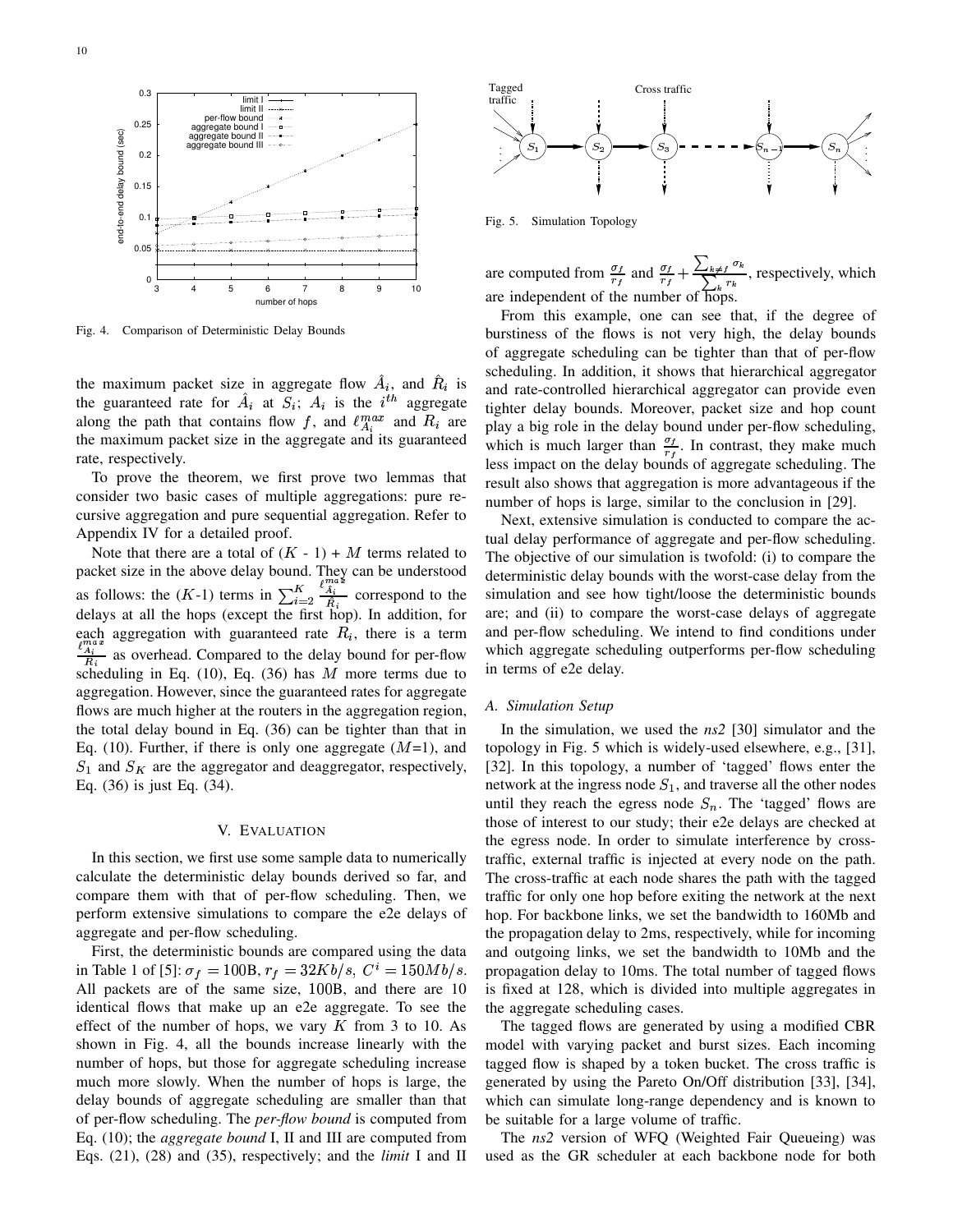Fig. 4. Comparison of Deterministic Delay Bounds

the maximum packet size in aggregate flow $\hat{A}_i$, and $\hat{R}_i$ is the guaranteed rate for $\hat{A}_i$ at $S_i$; $A_i$ is the $i^{th}$ aggregate along the path that contains flow $f$, and $\ell_{A_i}^{max}$ and $R_i$ are the maximum packet size in the aggregate and its guaranteed rate, respectively.

To prove the theorem, we first prove two lemmas that consider two basic cases of multiple aggregations: pure recursive aggregation and pure sequential aggregation. Refer to Appendix IV for a detailed proof.

Note that there are a total of $(K$ - 1) + $M$ terms related to packet size in the above delay bound. They can be understood as follows: the ($K$-1) terms in $\sum_{i=2}^{K} \frac{\ell_{\hat{A}_i}^{max}}{\hat{R}_i}$ correspond to the delays at all the hops (except the first hop). In addition, for each aggregation with guaranteed rate $R_i$, there is a term $\frac{\ell_{A_i}^{max}}{R_i}$ as overhead. Compared to the delay bound for per-flow scheduling in Eq. (10), Eq. (36) has $M$ more terms due to aggregation. However, since the guaranteed rates for aggregate flows are much higher at the routers in the aggregation region, the total delay bound in Eq. (36) can be tighter than that in Eq. (10). Further, if there is only one aggregate ($M$=1), and $S_1$ and $S_K$ are the aggregator and deaggregator, respectively, Eq. (36) is just Eq. (34).

## V. Evaluation

In this section, we first use some sample data to numerically calculate the deterministic delay bounds derived so far, and compare them with that of per-flow scheduling. Then, we perform extensive simulations to compare the e2e delays of aggregate and per-flow scheduling.

First, the deterministic bounds are compared using the data in Table 1 of [5]: $\sigma_f = 100$B, $r_f = 32Kb/s$, $C^i = 150Mb/s$. All packets are of the same size, 100B, and there are 10 identical flows that make up an e2e aggregate. To see the effect of the number of hops, we vary $K$ from 3 to 10. As shown in Fig. 4, all the bounds increase linearly with the number of hops, but those for aggregate scheduling increase much more slowly. When the number of hops is large, the delay bounds of aggregate scheduling are smaller than that of per-flow scheduling. The *per-flow bound* is computed from Eq. (10); the *aggregate bound* I, II and III are computed from Eqs. (21), (28) and (35), respectively; and the *limit* I and II

Fig. 5. Simulation Topology

are computed from $\frac{\sigma_f}{r_f}$ and $\frac{\sigma_f}{r_f} + \frac{\sum_{k \neq f} \sigma_k}{\sum_k r_k}$, respectively, which are independent of the number of hops.

From this example, one can see that, if the degree of burstiness of the flows is not very high, the delay bounds of aggregate scheduling can be tighter than that of per-flow scheduling. In addition, it shows that hierarchical aggregator and rate-controlled hierarchical aggregator can provide even tighter delay bounds. Moreover, packet size and hop count play a big role in the delay bound under per-flow scheduling, which is much larger than $\frac{\sigma_f}{r_f}$. In contrast, they make much less impact on the delay bounds of aggregate scheduling. The result also shows that aggregation is more advantageous if the number of hops is large, similar to the conclusion in [29].

Next, extensive simulation is conducted to compare the actual delay performance of aggregate and per-flow scheduling. The objective of our simulation is twofold: (i) to compare the deterministic delay bounds with the worst-case delay from the simulation and see how tight/loose the deterministic bounds are; and (ii) to compare the worst-case delays of aggregate and per-flow scheduling. We intend to find conditions under which aggregate scheduling outperforms per-flow scheduling in terms of e2e delay.

### A. Simulation Setup

In the simulation, we used the *ns2* [30] simulator and the topology in Fig. 5 which is widely-used elsewhere, e.g., [31], [32]. In this topology, a number of 'tagged' flows enter the network at the ingress node $S_1$, and traverse all the other nodes until they reach the egress node $S_n$. The 'tagged' flows are those of interest to our study; their e2e delays are checked at the egress node. In order to simulate interference by cross-traffic, external traffic is injected at every node on the path. The cross-traffic at each node shares the path with the tagged traffic for only one hop before exiting the network at the next hop. For backbone links, we set the bandwidth to 160Mb and the propagation delay to 2ms, respectively, while for incoming and outgoing links, we set the bandwidth to 10Mb and the propagation delay to 10ms. The total number of tagged flows is fixed at 128, which is divided into multiple aggregates in the aggregate scheduling cases.

The tagged flows are generated by using a modified CBR model with varying packet and burst sizes. Each incoming tagged flow is shaped by a token bucket. The cross traffic is generated by using the Pareto On/Off distribution [33], [34], which can simulate long-range dependency and is known to be suitable for a large volume of traffic.

The *ns2* version of WFQ (Weighted Fair Queueing) was used as the GR scheduler at each backbone node for both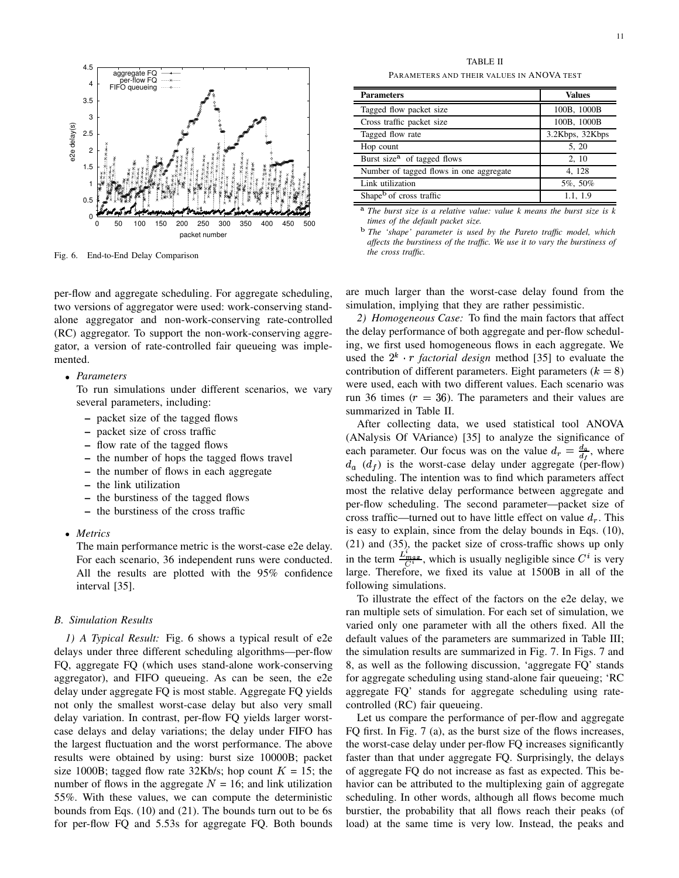Fig. 6. End-to-End Delay Comparison

TABLE II

PARAMETERS AND THEIR VALUES IN ANOVA TEST

| Parameters | Values |
|---|---|
| Tagged flow packet size | 100B, 1000B |
| Cross traffic packet size | 100B, 1000B |
| Tagged flow rate | 3.2Kbps, 32Kbps |
| Hop count | 5, 20 |
| Burst size[a] of tagged flows | 2, 10 |
| Number of tagged flows in one aggregate | 4, 128 |
| Link utilization | 5%, 50% |
| Shape[b] of cross traffic | 1.1, 1.9 |

[a] *The burst size is a relative value: value k means the burst size is k times of the default packet size.*

[b] *The 'shape' parameter is used by the Pareto traffic model, which affects the burstiness of the traffic. We use it to vary the burstiness of the cross traffic.*

per-flow and aggregate scheduling. For aggregate scheduling, two versions of aggregator were used: work-conserving stand-alone aggregator and non-work-conserving rate-controlled (RC) aggregator. To support the non-work-conserving aggregator, a version of rate-controlled fair queueing was implemented.

- *Parameters*

  To run simulations under different scenarios, we vary several parameters, including:

  - packet size of the tagged flows
  - packet size of cross traffic
  - flow rate of the tagged flows
  - the number of hops the tagged flows travel
  - the number of flows in each aggregate
  - the link utilization
  - the burstiness of the tagged flows
  - the burstiness of the cross traffic

- *Metrics*

  The main performance metric is the worst-case e2e delay. For each scenario, 36 independent runs were conducted. All the results are plotted with the 95% confidence interval [35].

## B. Simulation Results

*1) A Typical Result:* Fig. 6 shows a typical result of e2e delays under three different scheduling algorithms—per-flow FQ, aggregate FQ (which uses stand-alone work-conserving aggregator), and FIFO queueing. As can be seen, the e2e delay under aggregate FQ is most stable. Aggregate FQ yields not only the smallest worst-case delay but also very small delay variation. In contrast, per-flow FQ yields larger worst-case delays and delay variations; the delay under FIFO has the largest fluctuation and the worst performance. The above results were obtained by using: burst size 10000B; packet size 1000B; tagged flow rate 32Kb/s; hop count $K$ = 15; the number of flows in the aggregate $N$ = 16; and link utilization 55%. With these values, we can compute the deterministic bounds from Eqs. (10) and (21). The bounds turn out to be 6s for per-flow FQ and 5.53s for aggregate FQ. Both bounds are much larger than the worst-case delay found from the simulation, implying that they are rather pessimistic.

*2) Homogeneous Case:* To find the main factors that affect the delay performance of both aggregate and per-flow scheduling, we first used homogeneous flows in each aggregate. We used the $2^k \cdot r$ *factorial design* method [35] to evaluate the contribution of different parameters. Eight parameters ($k = 8$) were used, each with two different values. Each scenario was run 36 times ($r = 36$). The parameters and their values are summarized in Table II.

After collecting data, we used statistical tool ANOVA (ANalysis Of VAriance) [35] to analyze the significance of each parameter. Our focus was on the value $d_r = \frac{d_a}{d_f}$, where $d_a$ ($d_f$) is the worst-case delay under aggregate (per-flow) scheduling. The intention was to find which parameters affect most the relative delay performance between aggregate and per-flow scheduling. The second parameter—packet size of cross traffic—turned out to have little effect on value $d_r$. This is easy to explain, since from the delay bounds in Eqs. (10), (21) and (35), the packet size of cross-traffic shows up only in the term $\frac{L^i_{max}}{C^i}$, which is usually negligible since $C^i$ is very large. Therefore, we fixed its value at 1500B in all of the following simulations.

To illustrate the effect of the factors on the e2e delay, we ran multiple sets of simulation. For each set of simulation, we varied only one parameter with all the others fixed. All the default values of the parameters are summarized in Table III; the simulation results are summarized in Fig. 7. In Figs. 7 and 8, as well as the following discussion, 'aggregate FQ' stands for aggregate scheduling using stand-alone fair queueing; 'RC aggregate FQ' stands for aggregate scheduling using rate-controlled (RC) fair queueing.

Let us compare the performance of per-flow and aggregate FQ first. In Fig. 7 (a), as the burst size of the flows increases, the worst-case delay under per-flow FQ increases significantly faster than that under aggregate FQ. Surprisingly, the delays of aggregate FQ do not increase as fast as expected. This behavior can be attributed to the multiplexing gain of aggregate scheduling. In other words, although all flows become much burstier, the probability that all flows reach their peaks (of load) at the same time is very low. Instead, the peaks and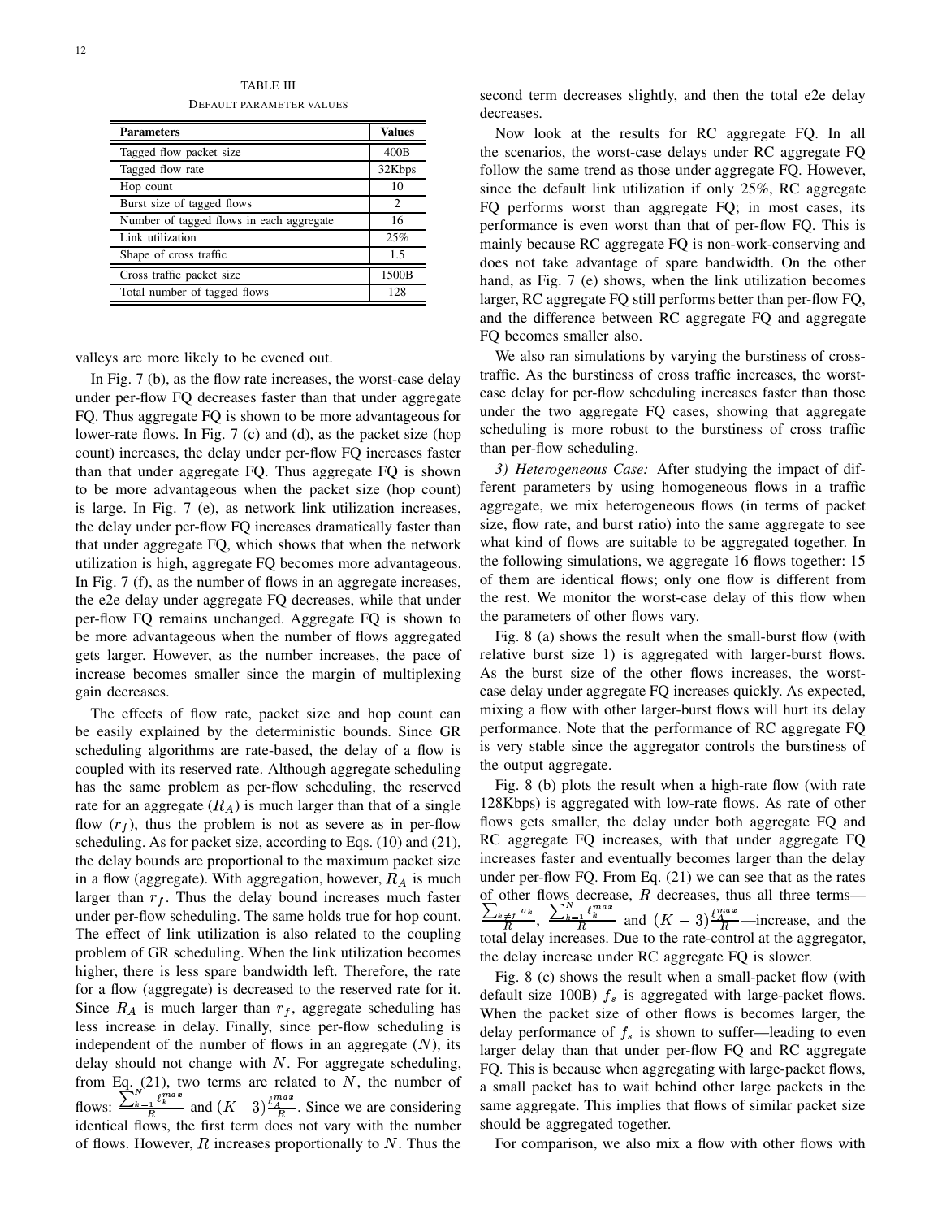TABLE III

DEFAULT PARAMETER VALUES

| Parameters | Values |
|---|---|
| Tagged flow packet size | 400B |
| Tagged flow rate | 32Kbps |
| Hop count | 10 |
| Burst size of tagged flows | 2 |
| Number of tagged flows in each aggregate | 16 |
| Link utilization | 25% |
| Shape of cross traffic | 1.5 |
| Cross traffic packet size | 1500B |
| Total number of tagged flows | 128 |

valleys are more likely to be evened out.

In Fig. 7 (b), as the flow rate increases, the worst-case delay under per-flow FQ decreases faster than that under aggregate FQ. Thus aggregate FQ is shown to be more advantageous for lower-rate flows. In Fig. 7 (c) and (d), as the packet size (hop count) increases, the delay under per-flow FQ increases faster than that under aggregate FQ. Thus aggregate FQ is shown to be more advantageous when the packet size (hop count) is large. In Fig. 7 (e), as network link utilization increases, the delay under per-flow FQ increases dramatically faster than that under aggregate FQ, which shows that when the network utilization is high, aggregate FQ becomes more advantageous. In Fig. 7 (f), as the number of flows in an aggregate increases, the e2e delay under aggregate FQ decreases, while that under per-flow FQ remains unchanged. Aggregate FQ is shown to be more advantageous when the number of flows aggregated gets larger. However, as the number increases, the pace of increase becomes smaller since the margin of multiplexing gain decreases.

The effects of flow rate, packet size and hop count can be easily explained by the deterministic bounds. Since GR scheduling algorithms are rate-based, the delay of a flow is coupled with its reserved rate. Although aggregate scheduling has the same problem as per-flow scheduling, the reserved rate for an aggregate ($R_A$) is much larger than that of a single flow ($r_f$), thus the problem is not as severe as in per-flow scheduling. As for packet size, according to Eqs. (10) and (21), the delay bounds are proportional to the maximum packet size in a flow (aggregate). With aggregation, however, $R_A$ is much larger than $r_f$. Thus the delay bound increases much faster under per-flow scheduling. The same holds true for hop count. The effect of link utilization is also related to the coupling problem of GR scheduling. When the link utilization becomes higher, there is less spare bandwidth left. Therefore, the rate for a flow (aggregate) is decreased to the reserved rate for it. Since $R_A$ is much larger than $r_f$, aggregate scheduling has less increase in delay. Finally, since per-flow scheduling is independent of the number of flows in an aggregate ($N$), its delay should not change with $N$. For aggregate scheduling, from Eq. (21), two terms are related to $N$, the number of flows: $\frac{\sum_{k=1}^{N} \ell_k^{max}}{R}$ and $(K-3)\frac{\ell_A^{max}}{R}$. Since we are considering identical flows, the first term does not vary with the number of flows. However, $R$ increases proportionally to $N$. Thus the second term decreases slightly, and then the total e2e delay decreases.

Now look at the results for RC aggregate FQ. In all the scenarios, the worst-case delays under RC aggregate FQ follow the same trend as those under aggregate FQ. However, since the default link utilization if only 25%, RC aggregate FQ performs worst than aggregate FQ; in most cases, its performance is even worst than that of per-flow FQ. This is mainly because RC aggregate FQ is non-work-conserving and does not take advantage of spare bandwidth. On the other hand, as Fig. 7 (e) shows, when the link utilization becomes larger, RC aggregate FQ still performs better than per-flow FQ, and the difference between RC aggregate FQ and aggregate FQ becomes smaller also.

We also ran simulations by varying the burstiness of cross-traffic. As the burstiness of cross traffic increases, the worst-case delay for per-flow scheduling increases faster than those under the two aggregate FQ cases, showing that aggregate scheduling is more robust to the burstiness of cross traffic than per-flow scheduling.

*3) Heterogeneous Case:* After studying the impact of different parameters by using homogeneous flows in a traffic aggregate, we mix heterogeneous flows (in terms of packet size, flow rate, and burst ratio) into the same aggregate to see what kind of flows are suitable to be aggregated together. In the following simulations, we aggregate 16 flows together: 15 of them are identical flows; only one flow is different from the rest. We monitor the worst-case delay of this flow when the parameters of other flows vary.

Fig. 8 (a) shows the result when the small-burst flow (with relative burst size 1) is aggregated with larger-burst flows. As the burst size of the other flows increases, the worst-case delay under aggregate FQ increases quickly. As expected, mixing a flow with other larger-burst flows will hurt its delay performance. Note that the performance of RC aggregate FQ is very stable since the aggregator controls the burstiness of the output aggregate.

Fig. 8 (b) plots the result when a high-rate flow (with rate 128Kbps) is aggregated with low-rate flows. As rate of other flows gets smaller, the delay under both aggregate FQ and RC aggregate FQ increases, with that under aggregate FQ increases faster and eventually becomes larger than the delay under per-flow FQ. From Eq. (21) we can see that as the rates of other flows decrease, $R$ decreases, thus all three terms—$\frac{\sum_{k \neq f} \sigma_k}{R}$, $\frac{\sum_{k=1}^{N} \ell_k^{max}}{R}$ and $(K-3)\frac{\ell_A^{max}}{R}$—increase, and the total delay increases. Due to the rate-control at the aggregator, the delay increase under RC aggregate FQ is slower.

Fig. 8 (c) shows the result when a small-packet flow (with default size 100B) $f_s$ is aggregated with large-packet flows. When the packet size of other flows is becomes larger, the delay performance of $f_s$ is shown to suffer—leading to even larger delay than that under per-flow FQ and RC aggregate FQ. This is because when aggregating with large-packet flows, a small packet has to wait behind other large packets in the same aggregate. This implies that flows of similar packet size should be aggregated together.

For comparison, we also mix a flow with other flows with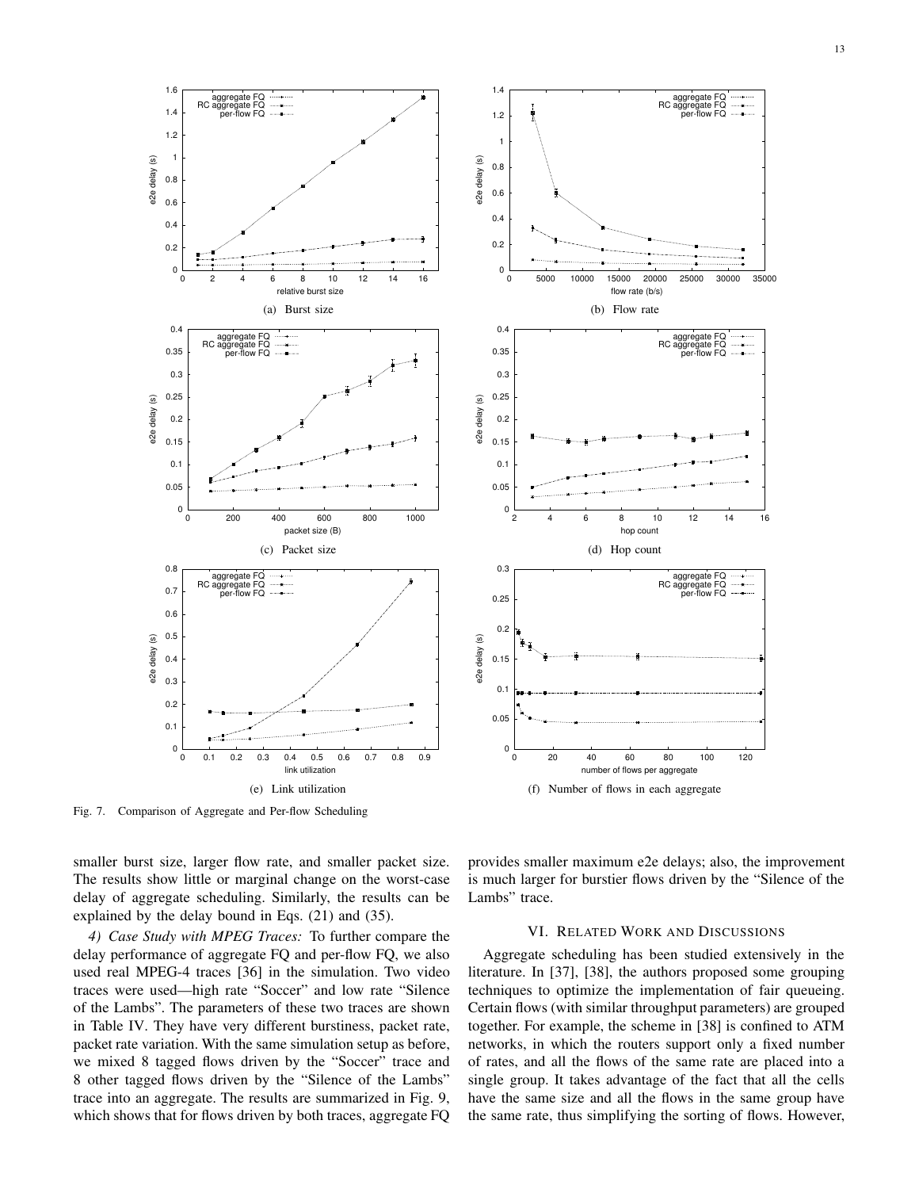(a) Burst size

(b) Flow rate

(c) Packet size

(d) Hop count

(e) Link utilization

(f) Number of flows in each aggregate

Fig. 7. Comparison of Aggregate and Per-flow Scheduling

smaller burst size, larger flow rate, and smaller packet size. The results show little or marginal change on the worst-case delay of aggregate scheduling. Similarly, the results can be explained by the delay bound in Eqs. (21) and (35).

*4) Case Study with MPEG Traces:* To further compare the delay performance of aggregate FQ and per-flow FQ, we also used real MPEG-4 traces [36] in the simulation. Two video traces were used—high rate "Soccer" and low rate "Silence of the Lambs". The parameters of these two traces are shown in Table IV. They have very different burstiness, packet rate, packet rate variation. With the same simulation setup as before, we mixed 8 tagged flows driven by the "Soccer" trace and 8 other tagged flows driven by the "Silence of the Lambs" trace into an aggregate. The results are summarized in Fig. 9, which shows that for flows driven by both traces, aggregate FQ provides smaller maximum e2e delays; also, the improvement is much larger for burstier flows driven by the "Silence of the Lambs" trace.

## VI. Related Work and Discussions

Aggregate scheduling has been studied extensively in the literature. In [37], [38], the authors proposed some grouping techniques to optimize the implementation of fair queueing. Certain flows (with similar throughput parameters) are grouped together. For example, the scheme in [38] is confined to ATM networks, in which the routers support only a fixed number of rates, and all the flows of the same rate are placed into a single group. It takes advantage of the fact that all the cells have the same size and all the flows in the same group have the same rate, thus simplifying the sorting of flows. However,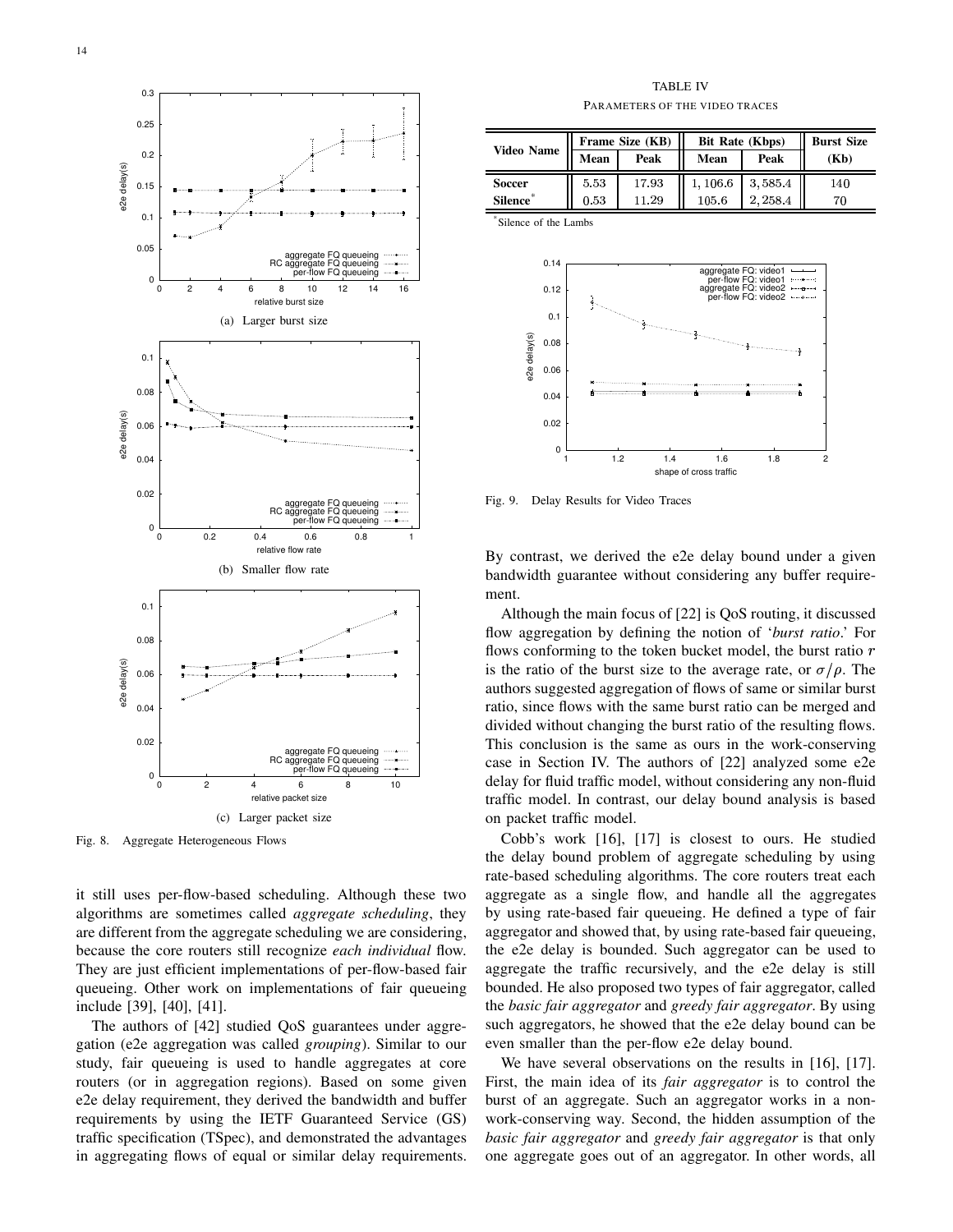(a) Larger burst size

(b) Smaller flow rate

(c) Larger packet size

Fig. 8. Aggregate Heterogeneous Flows

it still uses per-flow-based scheduling. Although these two algorithms are sometimes called *aggregate scheduling*, they are different from the aggregate scheduling we are considering, because the core routers still recognize *each individual* flow. They are just efficient implementations of per-flow-based fair queueing. Other work on implementations of fair queueing include [39], [40], [41].

The authors of [42] studied QoS guarantees under aggregation (e2e aggregation was called *grouping*). Similar to our study, fair queueing is used to handle aggregates at core routers (or in aggregation regions). Based on some given e2e delay requirement, they derived the bandwidth and buffer requirements by using the IETF Guaranteed Service (GS) traffic specification (TSpec), and demonstrated the advantages in aggregating flows of equal or similar delay requirements.

TABLE IV
PARAMETERS OF THE VIDEO TRACES

| Video Name | Frame Size (KB) | | Bit Rate (Kbps) | | Burst Size |
|---|---|---|---|---|---|
| | Mean | Peak | Mean | Peak | (Kb) |
| **Soccer** | 5.53 | 17.93 | 1,106.6 | 3,585.4 | 140 |
| **Silence**[*] | 0.53 | 11.29 | 105.6 | 2,258.4 | 70 |

[*]Silence of the Lambs

Fig. 9. Delay Results for Video Traces

By contrast, we derived the e2e delay bound under a given bandwidth guarantee without considering any buffer requirement.

Although the main focus of [22] is QoS routing, it discussed flow aggregation by defining the notion of '*burst ratio*.' For flows conforming to the token bucket model, the burst ratio $r$ is the ratio of the burst size to the average rate, or $\sigma/\rho$. The authors suggested aggregation of flows of same or similar burst ratio, since flows with the same burst ratio can be merged and divided without changing the burst ratio of the resulting flows. This conclusion is the same as ours in the work-conserving case in Section IV. The authors of [22] analyzed some e2e delay for fluid traffic model, without considering any non-fluid traffic model. In contrast, our delay bound analysis is based on packet traffic model.

Cobb's work [16], [17] is closest to ours. He studied the delay bound problem of aggregate scheduling by using rate-based scheduling algorithms. The core routers treat each aggregate as a single flow, and handle all the aggregates by using rate-based fair queueing. He defined a type of fair aggregator and showed that, by using rate-based fair queueing, the e2e delay is bounded. Such aggregator can be used to aggregate the traffic recursively, and the e2e delay is still bounded. He also proposed two types of fair aggregator, called the *basic fair aggregator* and *greedy fair aggregator*. By using such aggregators, he showed that the e2e delay bound can be even smaller than the per-flow e2e delay bound.

We have several observations on the results in [16], [17]. First, the main idea of its *fair aggregator* is to control the burst of an aggregate. Such an aggregator works in a non-work-conserving way. Second, the hidden assumption of the *basic fair aggregator* and *greedy fair aggregator* is that only one aggregate goes out of an aggregator. In other words, all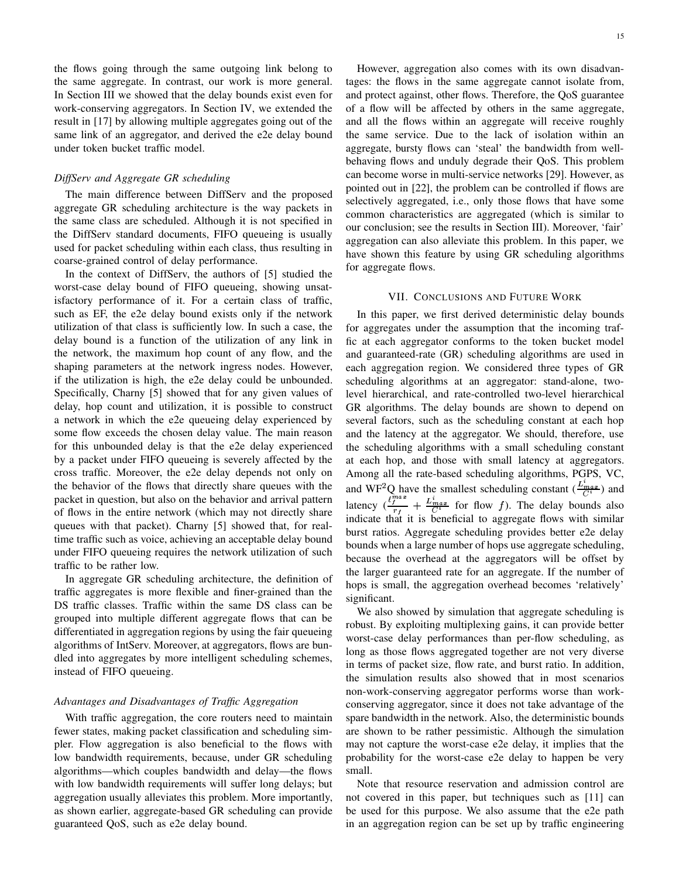the flows going through the same outgoing link belong to the same aggregate. In contrast, our work is more general. In Section III we showed that the delay bounds exist even for work-conserving aggregators. In Section IV, we extended the result in [17] by allowing multiple aggregates going out of the same link of an aggregator, and derived the e2e delay bound under token bucket traffic model.

*DiffServ and Aggregate GR scheduling*

The main difference between DiffServ and the proposed aggregate GR scheduling architecture is the way packets in the same class are scheduled. Although it is not specified in the DiffServ standard documents, FIFO queueing is usually used for packet scheduling within each class, thus resulting in coarse-grained control of delay performance.

In the context of DiffServ, the authors of [5] studied the worst-case delay bound of FIFO queueing, showing unsatisfactory performance of it. For a certain class of traffic, such as EF, the e2e delay bound exists only if the network utilization of that class is sufficiently low. In such a case, the delay bound is a function of the utilization of any link in the network, the maximum hop count of any flow, and the shaping parameters at the network ingress nodes. However, if the utilization is high, the e2e delay could be unbounded. Specifically, Charny [5] showed that for any given values of delay, hop count and utilization, it is possible to construct a network in which the e2e queueing delay experienced by some flow exceeds the chosen delay value. The main reason for this unbounded delay is that the e2e delay experienced by a packet under FIFO queueing is severely affected by the cross traffic. Moreover, the e2e delay depends not only on the behavior of the flows that directly share queues with the packet in question, but also on the behavior and arrival pattern of flows in the entire network (which may not directly share queues with that packet). Charny [5] showed that, for real-time traffic such as voice, achieving an acceptable delay bound under FIFO queueing requires the network utilization of such traffic to be rather low.

In aggregate GR scheduling architecture, the definition of traffic aggregates is more flexible and finer-grained than the DS traffic classes. Traffic within the same DS class can be grouped into multiple different aggregate flows that can be differentiated in aggregation regions by using the fair queueing algorithms of IntServ. Moreover, at aggregators, flows are bundled into aggregates by more intelligent scheduling schemes, instead of FIFO queueing.

*Advantages and Disadvantages of Traffic Aggregation*

With traffic aggregation, the core routers need to maintain fewer states, making packet classification and scheduling simpler. Flow aggregation is also beneficial to the flows with low bandwidth requirements, because, under GR scheduling algorithms—which couples bandwidth and delay—the flows with low bandwidth requirements will suffer long delays; but aggregation usually alleviates this problem. More importantly, as shown earlier, aggregate-based GR scheduling can provide guaranteed QoS, such as e2e delay bound.

However, aggregation also comes with its own disadvantages: the flows in the same aggregate cannot isolate from, and protect against, other flows. Therefore, the QoS guarantee of a flow will be affected by others in the same aggregate, and all the flows within an aggregate will receive roughly the same service. Due to the lack of isolation within an aggregate, bursty flows can 'steal' the bandwidth from well-behaving flows and unduly degrade their QoS. This problem can become worse in multi-service networks [29]. However, as pointed out in [22], the problem can be controlled if flows are selectively aggregated, i.e., only those flows that have some common characteristics are aggregated (which is similar to our conclusion; see the results in Section III). Moreover, 'fair' aggregation can also alleviate this problem. In this paper, we have shown this feature by using GR scheduling algorithms for aggregate flows.

## VII. Conclusions and Future Work

In this paper, we first derived deterministic delay bounds for aggregates under the assumption that the incoming traffic at each aggregator conforms to the token bucket model and guaranteed-rate (GR) scheduling algorithms are used in each aggregation region. We considered three types of GR scheduling algorithms at an aggregator: stand-alone, two-level hierarchical, and rate-controlled two-level hierarchical GR algorithms. The delay bounds are shown to depend on several factors, such as the scheduling constant at each hop and the latency at the aggregator. We should, therefore, use the scheduling algorithms with a small scheduling constant at each hop, and those with small latency at aggregators. Among all the rate-based scheduling algorithms, PGPS, VC, and WF$^2$Q have the smallest scheduling constant ($\frac{L^i_{max}}{C^i}$) and latency ($\frac{\ell_f^{max}}{r_f} + \frac{L^i_{max}}{C^i}$ for flow $f$). The delay bounds also indicate that it is beneficial to aggregate flows with similar burst ratios. Aggregate scheduling provides better e2e delay bounds when a large number of hops use aggregate scheduling, because the overhead at the aggregators will be offset by the larger guaranteed rate for an aggregate. If the number of hops is small, the aggregation overhead becomes 'relatively' significant.

We also showed by simulation that aggregate scheduling is robust. By exploiting multiplexing gains, it can provide better worst-case delay performances than per-flow scheduling, as long as those flows aggregated together are not very diverse in terms of packet size, flow rate, and burst ratio. In addition, the simulation results also showed that in most scenarios non-work-conserving aggregator performs worse than work-conserving aggregator, since it does not take advantage of the spare bandwidth in the network. Also, the deterministic bounds are shown to be rather pessimistic. Although the simulation may not capture the worst-case e2e delay, it implies that the probability for the worst-case e2e delay to happen be very small.

Note that resource reservation and admission control are not covered in this paper, but techniques such as [11] can be used for this purpose. We also assume that the e2e path in an aggregation region can be set up by traffic engineering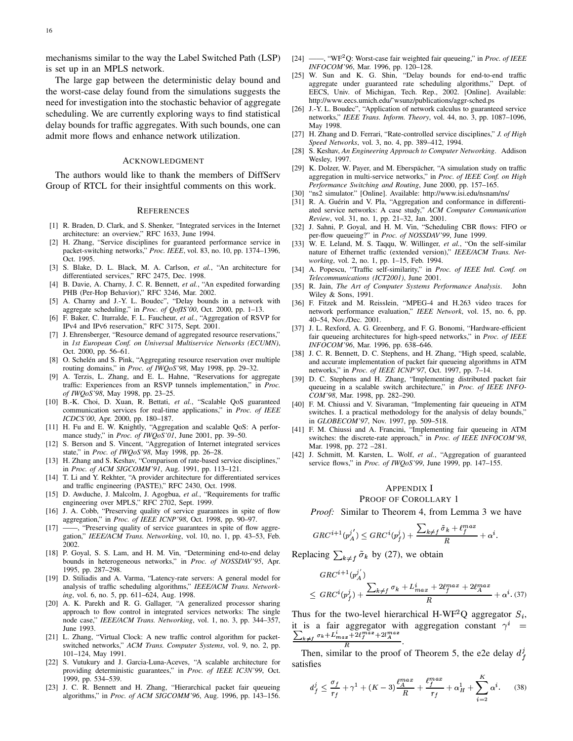mechanisms similar to the way the Label Switched Path (LSP) is set up in an MPLS network.

The large gap between the deterministic delay bound and the worst-case delay found from the simulations suggests the need for investigation into the stochastic behavior of aggregate scheduling. We are currently exploring ways to find statistical delay bounds for traffic aggregates. With such bounds, one can admit more flows and enhance network utilization.

## Acknowledgment

The authors would like to thank the members of DiffServ Group of RTCL for their insightful comments on this work.

## References

[1] R. Braden, D. Clark, and S. Shenker, "Integrated services in the Internet architecture: an overview," RFC 1633, June 1994.

[2] H. Zhang, "Service disciplines for guaranteed performance service in packet-switching networks," *Proc. IEEE*, vol. 83, no. 10, pp. 1374–1396, Oct. 1995.

[3] S. Blake, D. L. Black, M. A. Carlson, *et al.*, "An architecture for differentiated services," RFC 2475, Dec. 1998.

[4] B. Davie, A. Charny, J. C. R. Bennett, *et al.*, "An expedited forwarding PHB (Per-Hop Behavior)," RFC 3246, Mar. 2002.

[5] A. Charny and J.-Y. L. Boudec", "Delay bounds in a network with aggregate scheduling," in *Proc. of QofIS'00*, Oct. 2000, pp. 1–13.

[6] F. Baker, C. Iturralde, F. L. Faucheur, *et al.*, "Aggregation of RSVP for IPv4 and IPv6 reservation," RFC 3175, Sept. 2001.

[7] J. Ehrensberger, "Resource demand of aggregated resource reservations," in *1st European Conf. on Universal Multiservice Networks (ECUMN)*, Oct. 2000, pp. 56–61.

[8] O. Schelén and S. Pink, "Aggregating resource reservation over multiple routing domains," in *Proc. of IWQoS'98*, May 1998, pp. 29–32.

[9] A. Terzis, L. Zhang, and E. L. Hahne, "Reservations for aggregate traffic: Experiences from an RSVP tunnels implementation," in *Proc. of IWQoS'98*, May 1998, pp. 23–25.

[10] B.-K. Choi, D. Xuan, R. Bettati, *et al.*, "Scalable QoS guaranteed communication services for real-time applications," in *Proc. of IEEE ICDCS'00*, Apr. 2000, pp. 180–187.

[11] H. Fu and E. W. Knightly, "Aggregation and scalable QoS: A performance study," in *Proc. of IWQoS'01*, June 2001, pp. 39–50.

[12] S. Berson and S. Vincent, "Aggregation of Internet integrated services state," in *Proc. of IWQoS'98*, May 1998, pp. 26–28.

[13] H. Zhang and S. Keshav, "Comparison of rate-based service disciplines," in *Proc. of ACM SIGCOMM'91*, Aug. 1991, pp. 113–121.

[14] T. Li and Y. Rekhter, "A provider architecture for differentiated services and traffic engineering (PASTE)," RFC 2430, Oct. 1998.

[15] D. Awduche, J. Malcolm, J. Agogbua, *et al.*, "Requirements for traffic engineering over MPLS," RFC 2702, Sept. 1999.

[16] J. A. Cobb, "Preserving quality of service guarantees in spite of flow aggregation," in *Proc. of IEEE ICNP'98*, Oct. 1998, pp. 90–97.

[17] ——, "Preserving quality of service guarantees in spite of flow aggregation," *IEEE/ACM Trans. Networking*, vol. 10, no. 1, pp. 43–53, Feb. 2002.

[18] P. Goyal, S. S. Lam, and H. M. Vin, "Determining end-to-end delay bounds in heterogeneous networks," in *Proc. of NOSSDAV'95*, Apr. 1995, pp. 287–298.

[19] D. Stiliadis and A. Varma, "Latency-rate servers: A general model for analysis of traffic scheduling algorithms," *IEEE/ACM Trans. Networking*, vol. 6, no. 5, pp. 611–624, Aug. 1998.

[20] A. K. Parekh and R. G. Gallager, "A generalized processor sharing approach to flow control in integrated services networks: The single node case," *IEEE/ACM Trans. Networking*, vol. 1, no. 3, pp. 344–357, June 1993.

[21] L. Zhang, "Virtual Clock: A new traffic control algorithm for packet-switched networks," *ACM Trans. Computer Systems*, vol. 9, no. 2, pp. 101–124, May 1991.

[22] S. Vutukury and J. Garcia-Luna-Aceves, "A scalable architecture for providing deterministic guarantees," in *Proc. of IEEE IC3N'99*, Oct. 1999, pp. 534–539.

[23] J. C. R. Bennett and H. Zhang, "Hierarchical packet fair queueing algorithms," in *Proc. of ACM SIGCOMM'96*, Aug. 1996, pp. 143–156.

[24] ——, "WF$^2$Q: Worst-case fair weighted fair queueing," in *Proc. of IEEE INFOCOM'96*, Mar. 1996, pp. 120–128.

[25] W. Sun and K. G. Shin, "Delay bounds for end-to-end traffic aggregate under guaranteed rate scheduling algorithms," Dept. of EECS, Univ. of Michigan, Tech. Rep., 2002. [Online]. Available: http://www.eecs.umich.edu/˜wsunz/publications/aggr-sched.ps

[26] J.-Y. L. Boudec", "Application of network calculus to guaranteed service networks," *IEEE Trans. Inform. Theory*, vol. 44, no. 3, pp. 1087–1096, May 1998.

[27] H. Zhang and D. Ferrari, "Rate-controlled service disciplines," *J. of High Speed Networks*, vol. 3, no. 4, pp. 389–412, 1994.

[28] S. Keshav, *An Engineering Approach to Computer Networking*. Addison Wesley, 1997.

[29] K. Dolzer, W. Payer, and M. Eberspächer, "A simulation study on traffic aggregation in multi-service networks," in *Proc. of IEEE Conf. on High Performance Switching and Routing*, June 2000, pp. 157–165.

[30] "ns2 simulator." [Online]. Available: http://www.isi.edu/nsnam/ns/

[31] R. A. Guérin and V. Pla, "Aggregation and conformance in differentiated service networks: A case study," *ACM Computer Communication Review*, vol. 31, no. 1, pp. 21–32, Jan. 2001.

[32] J. Sahni, P. Goyal, and H. M. Vin, "Scheduling CBR flows: FIFO or per-flow queueing?" in *Proc. of NOSSDAV'99*, June 1999.

[33] W. E. Leland, M. S. Taqqu, W. Willinger, *et al.*, "On the self-similar nature of Ethernet traffic (extended version)," *IEEE/ACM Trans. Networking*, vol. 2, no. 1, pp. 1–15, Feb. 1994.

[34] A. Popescu, "Traffic self-similarity," in *Proc. of IEEE Intl. Conf. on Telecommunications (ICT2001)*, June 2001.

[35] R. Jain, *The Art of Computer Systems Performance Analysis*. John Wiley & Sons, 1991.

[36] F. Fitzek and M. Reisslein, "MPEG-4 and H.263 video traces for network performance evaluation," *IEEE Network*, vol. 15, no. 6, pp. 40–54, Nov./Dec. 2001.

[37] J. L. Rexford, A. G. Greenberg, and F. G. Bonomi, "Hardware-efficient fair queueing architectures for high-speed networks," in *Proc. of IEEE INFOCOM'96*, Mar. 1996, pp. 638–646.

[38] J. C. R. Bennett, D. C. Stephens, and H. Zhang, "High speed, scalable, and accurate implementation of packet fair queueing algorithms in ATM networks," in *Proc. of IEEE ICNP'97*, Oct. 1997, pp. 7–14.

[39] D. C. Stephens and H. Zhang, "Implementing distributed packet fair queueing in a scalable switch architecture," in *Proc. of IEEE INFOCOM'98*, Mar. 1998, pp. 282–290.

[40] F. M. Chiussi and V. Sivaraman, "Implementing fair queueing in ATM switches. I. a practical methodology for the analysis of delay bounds," in *GLOBECOM'97*, Nov. 1997, pp. 509–518.

[41] F. M. Chiussi and A. Francini, "Implementing fair queueing in ATM switches: the discrete-rate approach," in *Proc. of IEEE INFOCOM'98*, Mar. 1998, pp. 272 –281.

[42] J. Schmitt, M. Karsten, L. Wolf, *et al.*, "Aggregation of guaranteed service flows," in *Proc. of IWQoS'99*, June 1999, pp. 147–155.

## Appendix I
## Proof of Corollary 1

*Proof:* Similar to Theorem 4, from Lemma 3 we have

$$GRC^{i+1}(p_A^{j'}) \leq GRC^i(p_f^j) + \frac{\sum_{k\neq f}\tilde{\sigma}_k + \ell_f^{max}}{R} + \alpha^i.$$

Replacing $\sum_{k\neq f}\tilde{\sigma}_k$ by (27), we obtain

$$GRC^{i+1}(p_A^{j'}) \leq GRC^i(p_f^j) + \frac{\sum_{k\neq f}\sigma_k + L_{max}^i + 2\ell_f^{max} + 2\ell_A^{max}}{R} + \alpha^i. \quad (37)$$

Thus for the two-level hierarchical H-WF$^2$Q aggregator $S_i$, it is a fair aggregator with aggregation constant $\gamma^i = \frac{\sum_{k\neq f}\sigma_k + L_{max}^i + 2\ell_f^{max} + 2l_A^{max}}{R}$.

Then, similar to the proof of Theorem 5, the e2e delay $d_f^j$ satisfies

$$d_f^j \leq \frac{\sigma_f}{r_f} + \gamma^1 + (K-3)\frac{\ell_A^{max}}{R} + \frac{\ell_f^{max}}{r_f} + \alpha_H^1 + \sum_{i=2}^{K}\alpha^i. \quad (38)$$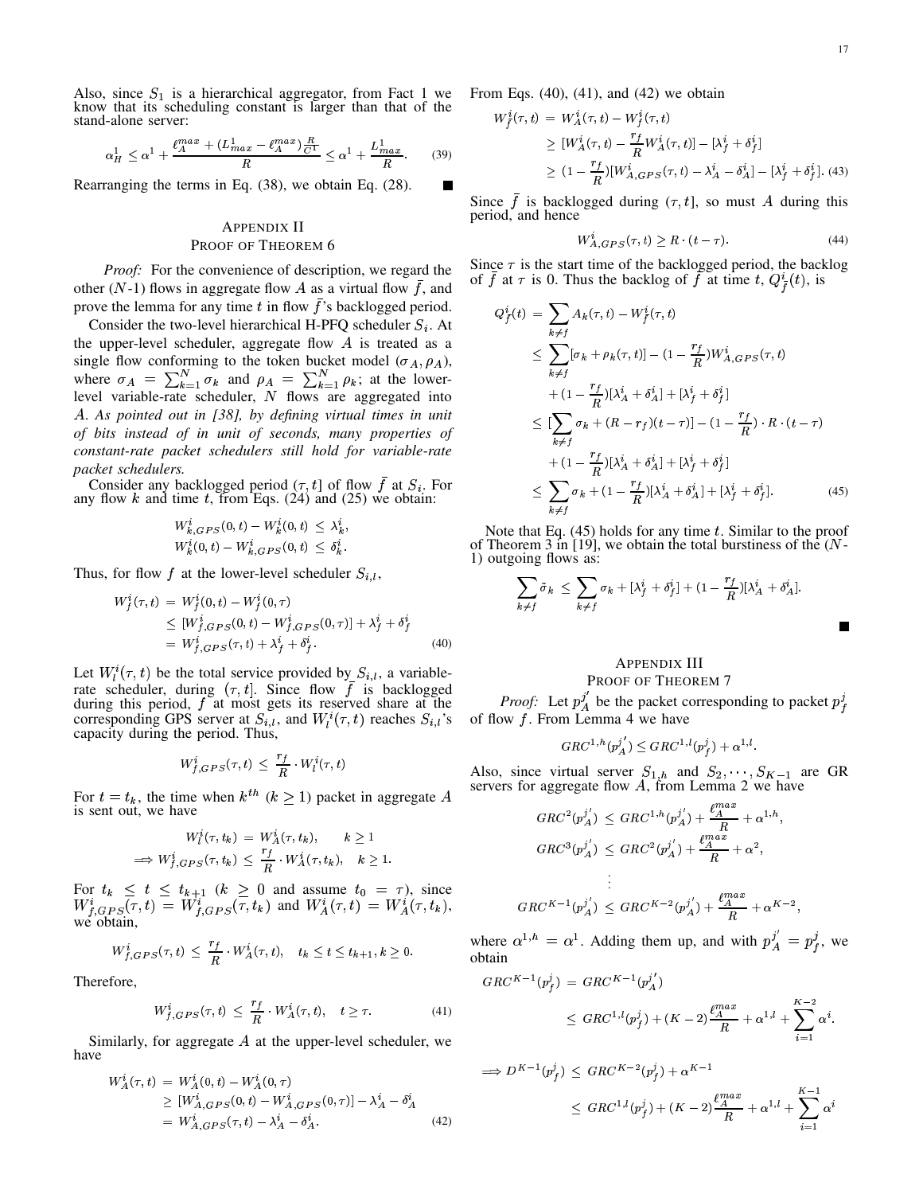Also, since $S_1$ is a hierarchical aggregator, from Fact 1 we know that its scheduling constant is larger than that of the stand-alone server:

$$\alpha_H^1 \leq \alpha^1 + \frac{\ell_A^{max} + (L_{max}^1 - \ell_A^{max})\frac{R}{C^1}}{R} \leq \alpha^1 + \frac{L_{max}^1}{R}. \quad (39)$$

Rearranging the terms in Eq. (38), we obtain Eq. (28). ■

## Appendix II
## Proof of Theorem 6

*Proof:* For the convenience of description, we regard the other ($N$-1) flows in aggregate flow $A$ as a virtual flow $\bar{f}$, and prove the lemma for any time $t$ in flow $\bar{f}$'s backlogged period.

Consider the two-level hierarchical H-PFQ scheduler $S_i$. At the upper-level scheduler, aggregate flow $A$ is treated as a single flow conforming to the token bucket model $(\sigma_A, \rho_A)$, where $\sigma_A = \sum_{k=1}^{N} \sigma_k$ and $\rho_A = \sum_{k=1}^{N} \rho_k$; at the lower-level variable-rate scheduler, $N$ flows are aggregated into $A$. *As pointed out in [38], by defining virtual times in unit of bits instead of in unit of seconds, many properties of constant-rate packet schedulers still hold for variable-rate packet schedulers.*

Consider any backlogged period $(\tau, t]$ of flow $\bar{f}$ at $S_i$. For any flow $k$ and time $t$, from Eqs. (24) and (25) we obtain:

$$W_{k,GPS}^i(0,t) - W_k^i(0,t) \leq \lambda_k^i,$$
$$W_k^i(0,t) - W_{k,GPS}^i(0,t) \leq \delta_k^i.$$

Thus, for flow $f$ at the lower-level scheduler $S_{i,l}$,

$$\begin{aligned} W_f^i(\tau,t) &= W_f^i(0,t) - W_f^i(0,\tau) \\ &\leq [W_{f,GPS}^i(0,t) - W_{f,GPS}^i(0,\tau)] + \lambda_f^i + \delta_f^i \\ &= W_{f,GPS}^i(\tau,t) + \lambda_f^i + \delta_f^i. \end{aligned} \quad (40)$$

Let $W_l^i(\tau,t)$ be the total service provided by $S_{i,l}$, a variable-rate scheduler, during $(\tau,t]$. Since flow $\bar{f}$ is backlogged during this period, $f$ at most gets its reserved share at the corresponding GPS server at $S_{i,l}$, and $W_l^i(\tau,t)$ reaches $S_{i,l}$'s capacity during the period. Thus,

$$W_{f,GPS}^i(\tau,t) \leq \frac{r_f}{R} \cdot W_l^i(\tau,t)$$

For $t = t_k$, the time when $k^{th}$ ($k \geq 1$) packet in aggregate $A$ is sent out, we have

$$W_l^i(\tau,t_k) = W_A^i(\tau,t_k), \qquad k \geq 1$$
$$\Longrightarrow W_{f,GPS}^i(\tau,t_k) \leq \frac{r_f}{R} \cdot W_A^i(\tau,t_k), \quad k \geq 1.$$

For $t_k \leq t \leq t_{k+1}$ ($k \geq 0$ and assume $t_0 = \tau$), since $W_{f,GPS}^i(\tau,t) = W_{f,GPS}^i(\tau,t_k)$ and $W_A^i(\tau,t) = W_A^i(\tau,t_k)$, we obtain,

$$W_{f,GPS}^i(\tau,t) \leq \frac{r_f}{R} \cdot W_A^i(\tau,t), \quad t_k \leq t \leq t_{k+1}, k \geq 0.$$

Therefore,

$$W_{f,GPS}^i(\tau,t) \leq \frac{r_f}{R} \cdot W_A^i(\tau,t), \quad t \geq \tau. \quad (41)$$

Similarly, for aggregate $A$ at the upper-level scheduler, we have

$$\begin{aligned} W_A^i(\tau,t) &= W_A^i(0,t) - W_A^i(0,\tau) \\ &\geq [W_{A,GPS}^i(0,t) - W_{A,GPS}^i(0,\tau)] - \lambda_A^i - \delta_A^i \\ &= W_{A,GPS}^i(\tau,t) - \lambda_A^i - \delta_A^i. \end{aligned} \quad (42)$$

From Eqs. (40), (41), and (42) we obtain

$$\begin{aligned} W_{\bar{f}}^i(\tau,t) &= W_A^i(\tau,t) - W_f^i(\tau,t) \\ &\geq [W_A^i(\tau,t) - \frac{r_f}{R} W_A^i(\tau,t)] - [\lambda_f^i + \delta_f^i] \\ &\geq (1 - \frac{r_f}{R})[W_{A,GPS}^i(\tau,t) - \lambda_A^i - \delta_A^i] - [\lambda_f^i + \delta_f^i]. \end{aligned} \quad (43)$$

Since $\bar{f}$ is backlogged during $(\tau,t]$, so must $A$ during this period, and hence

$$W_{A,GPS}^i(\tau,t) \geq R \cdot (t - \tau). \quad (44)$$

Since $\tau$ is the start time of the backlogged period, the backlog of $\bar{f}$ at $\tau$ is 0. Thus the backlog of $\bar{f}$ at time $t$, $Q_{\bar{f}}^i(t)$, is

$$\begin{aligned} Q_{\bar{f}}^i(t) &= \sum_{k \neq f} A_k(\tau,t) - W_{\bar{f}}^i(\tau,t) \\ &\leq \sum_{k \neq f} [\sigma_k + \rho_k(\tau,t)] - (1 - \frac{r_f}{R}) W_{A,GPS}^i(\tau,t) \\ &\quad + (1 - \frac{r_f}{R})[\lambda_A^i + \delta_A^i] + [\lambda_f^i + \delta_f^i] \\ &\leq [\sum_{k \neq f} \sigma_k + (R - r_f)(t - \tau)] - (1 - \frac{r_f}{R}) \cdot R \cdot (t - \tau) \\ &\quad + (1 - \frac{r_f}{R})[\lambda_A^i + \delta_A^i] + [\lambda_f^i + \delta_f^i] \\ &\leq \sum_{k \neq f} \sigma_k + (1 - \frac{r_f}{R})[\lambda_A^i + \delta_A^i] + [\lambda_f^i + \delta_f^i]. \end{aligned} \quad (45)$$

Note that Eq. (45) holds for any time $t$. Similar to the proof of Theorem 3 in [19], we obtain the total burstiness of the ($N$-1) outgoing flows as:

$$\sum_{k \neq f} \tilde{\sigma}_k \leq \sum_{k \neq f} \sigma_k + [\lambda_f^i + \delta_f^i] + (1 - \frac{r_f}{R})[\lambda_A^i + \delta_A^i].$$

■

## Appendix III
## Proof of Theorem 7

*Proof:* Let $p_A^{j'}$ be the packet corresponding to packet $p_f^j$ of flow $f$. From Lemma 4 we have

$$GRC^{1,h}(p_A^{j'}) \leq GRC^{1,l}(p_f^j) + \alpha^{1,l}.$$

Also, since virtual server $S_{1,h}$ and $S_2, \cdots, S_{K-1}$ are GR servers for aggregate flow $A$, from Lemma 2 we have

$$GRC^2(p_A^{j'}) \leq GRC^{1,h}(p_A^{j'}) + \frac{\ell_A^{max}}{R} + \alpha^{1,h},$$
$$GRC^3(p_A^{j'}) \leq GRC^2(p_A^{j'}) + \frac{\ell_A^{max}}{R} + \alpha^2,$$
$$\vdots$$
$$GRC^{K-1}(p_A^{j'}) \leq GRC^{K-2}(p_A^{j'}) + \frac{\ell_A^{max}}{R} + \alpha^{K-2},$$

where $\alpha^{1,h} = \alpha^1$. Adding them up, and with $p_A^{j'} = p_f^j$, we obtain

$$\begin{aligned} GRC^{K-1}(p_f^j) &= GRC^{K-1}(p_A^{j'}) \\ &\leq GRC^{1,l}(p_f^j) + (K-2)\frac{\ell_A^{max}}{R} + \alpha^{1,l} + \sum_{i=1}^{K-2} \alpha^i. \end{aligned}$$

$$\begin{aligned} \Longrightarrow D^{K-1}(p_f^j) &\leq GRC^{K-2}(p_f^j) + \alpha^{K-1} \\ &\leq GRC^{1,l}(p_f^j) + (K-2)\frac{\ell_A^{max}}{R} + \alpha^{1,l} + \sum_{i=1}^{K-1} \alpha^i \end{aligned}$$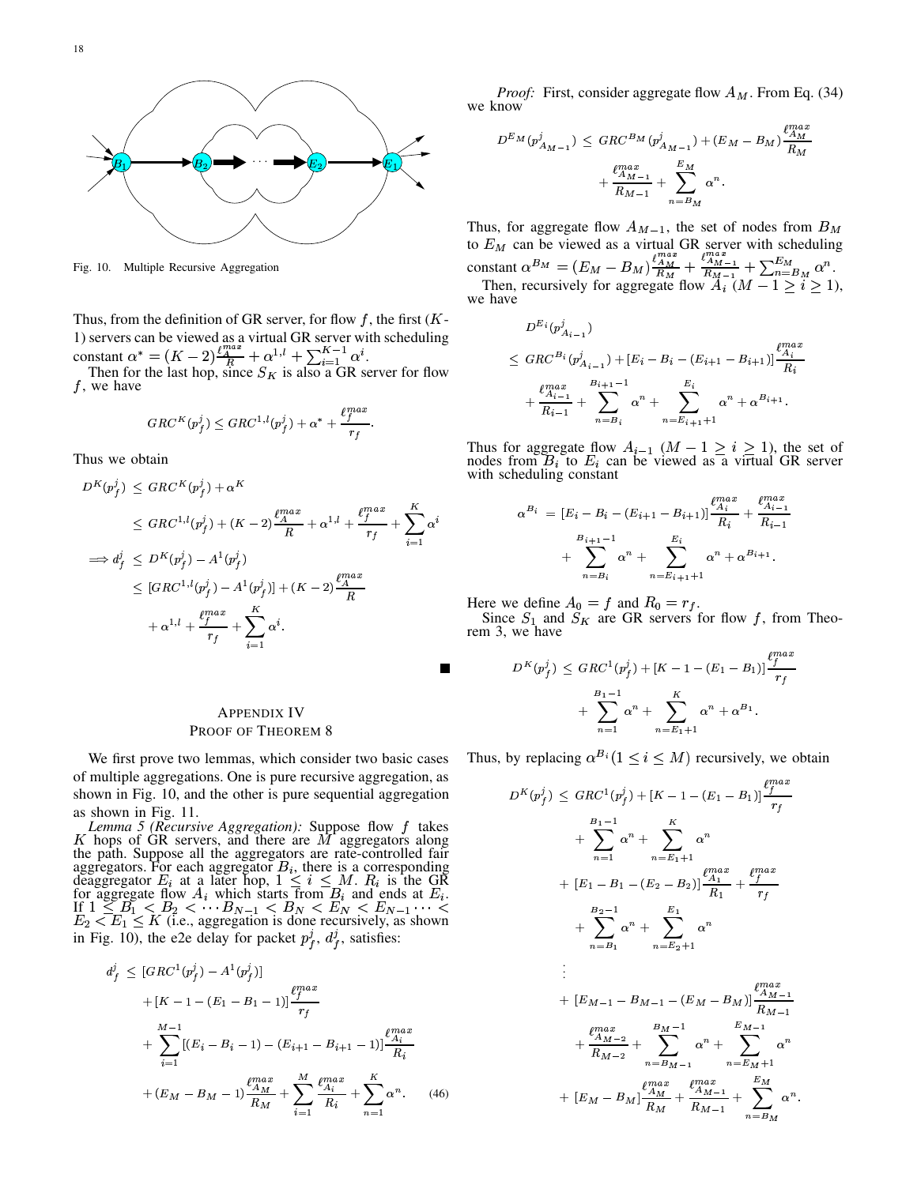Fig. 10. Multiple Recursive Aggregation

Thus, from the definition of GR server, for flow $f$, the first ($K$-1) servers can be viewed as a virtual GR server with scheduling constant $\alpha^* = (K-2)\frac{\ell_A^{max}}{R} + \alpha^{1,l} + \sum_{i=1}^{K-1}\alpha^i$.

Then for the last hop, since $S_K$ is also a GR server for flow $f$, we have

$$GRC^K(p_f^j) \le GRC^{1,l}(p_f^j) + \alpha^* + \frac{\ell_f^{max}}{r_f}.$$

Thus we obtain

$$\begin{aligned}
D^K(p_f^j) &\le GRC^K(p_f^j) + \alpha^K \\
&\le GRC^{1,l}(p_f^j) + (K-2)\frac{\ell_A^{max}}{R} + \alpha^{1,l} + \frac{\ell_f^{max}}{r_f} + \sum_{i=1}^{K}\alpha^i \\
\Longrightarrow d_f^j &\le D^K(p_f^j) - A^1(p_f^j) \\
&\le [GRC^{1,l}(p_f^j) - A^1(p_f^j)] + (K-2)\frac{\ell_A^{max}}{R} \\
&\quad + \alpha^{1,l} + \frac{\ell_f^{max}}{r_f} + \sum_{i=1}^{K}\alpha^i.
\end{aligned}$$

■

## Appendix IV
## Proof of Theorem 8

We first prove two lemmas, which consider two basic cases of multiple aggregations. One is pure recursive aggregation, as shown in Fig. 10, and the other is pure sequential aggregation as shown in Fig. 11.

*Lemma 5 (Recursive Aggregation):* Suppose flow $f$ takes $K$ hops of GR servers, and there are $M$ aggregators along the path. Suppose all the aggregators are rate-controlled fair aggregators. For each aggregator $B_i$, there is a corresponding deaggregator $E_i$ at a later hop, $1 \le i \le M$. $R_i$ is the GR for aggregate flow $A_i$ which starts from $B_i$ and ends at $E_i$. If $1 \le B_1 < B_2 < \cdots B_{N-1} < B_N < E_N < E_{N-1} \cdots < E_2 < E_1 \le K$ (i.e., aggregation is done recursively, as shown in Fig. 10), the e2e delay for packet $p_f^j$, $d_f^j$, satisfies:

$$\begin{aligned}
d_f^j &\le [GRC^1(p_f^j) - A^1(p_f^j)] \\
&\quad + [K-1-(E_1-B_1-1)]\frac{\ell_f^{max}}{r_f} \\
&\quad + \sum_{i=1}^{M-1}[(E_i-B_i-1)-(E_{i+1}-B_{i+1}-1)]\frac{\ell_{A_i}^{max}}{R_i} \\
&\quad + (E_M-B_M-1)\frac{\ell_{A_M}^{max}}{R_M} + \sum_{i=1}^{M}\frac{\ell_{A_i}^{max}}{R_i} + \sum_{n=1}^{K}\alpha^n. \qquad (46)
\end{aligned}$$

*Proof:* First, consider aggregate flow $A_M$. From Eq. (34) we know

$$\begin{aligned}
D^{E_M}(p_{A_{M-1}}^j) &\le GRC^{B_M}(p_{A_{M-1}}^j) + (E_M-B_M)\frac{\ell_{A_M}^{max}}{R_M} \\
&\quad + \frac{\ell_{A_{M-1}}^{max}}{R_{M-1}} + \sum_{n=B_M}^{E_M}\alpha^n.
\end{aligned}$$

Thus, for aggregate flow $A_{M-1}$, the set of nodes from $B_M$ to $E_M$ can be viewed as a virtual GR server with scheduling constant $\alpha^{B_M} = (E_M-B_M)\frac{\ell_{A_M}^{max}}{R_M} + \frac{\ell_{A_{M-1}}^{max}}{R_{M-1}} + \sum_{n=B_M}^{E_M}\alpha^n$.

Then, recursively for aggregate flow $A_i$ ($M-1 \ge i \ge 1$), we have

$$\begin{aligned}
&D^{E_i}(p_{A_{i-1}}^j) \\
&\le GRC^{B_i}(p_{A_{i-1}}^j) + [E_i - B_i - (E_{i+1}-B_{i+1})]\frac{\ell_{A_i}^{max}}{R_i} \\
&\quad + \frac{\ell_{A_{i-1}}^{max}}{R_{i-1}} + \sum_{n=B_i}^{B_{i+1}-1}\alpha^n + \sum_{n=E_{i+1}+1}^{E_i}\alpha^n + \alpha^{B_{i+1}}.
\end{aligned}$$

Thus for aggregate flow $A_{i-1}$ ($M-1 \ge i \ge 1$), the set of nodes from $B_i$ to $E_i$ can be viewed as a virtual GR server with scheduling constant

$$\begin{aligned}
\alpha^{B_i} &= [E_i - B_i - (E_{i+1}-B_{i+1})]\frac{\ell_{A_i}^{max}}{R_i} + \frac{\ell_{A_{i-1}}^{max}}{R_{i-1}} \\
&\quad + \sum_{n=B_i}^{B_{i+1}-1}\alpha^n + \sum_{n=E_{i+1}+1}^{E_i}\alpha^n + \alpha^{B_{i+1}}.
\end{aligned}$$

Here we define $A_0 = f$ and $R_0 = r_f$.

Since $S_1$ and $S_K$ are GR servers for flow $f$, from Theorem 3, we have

$$\begin{aligned}
D^K(p_f^j) &\le GRC^1(p_f^j) + [K-1-(E_1-B_1)]\frac{\ell_f^{max}}{r_f} \\
&\quad + \sum_{n=1}^{B_1-1}\alpha^n + \sum_{n=E_1+1}^{K}\alpha^n + \alpha^{B_1}.
\end{aligned}$$

Thus, by replacing $\alpha^{B_i}(1 \le i \le M)$ recursively, we obtain

$$\begin{aligned}
D^K(p_f^j) &\le GRC^1(p_f^j) + [K-1-(E_1-B_1)]\frac{\ell_f^{max}}{r_f} \\
&\quad + \sum_{n=1}^{B_1-1}\alpha^n + \sum_{n=E_1+1}^{K}\alpha^n \\
&\quad + [E_1 - B_1 - (E_2 - B_2)]\frac{\ell_{A_1}^{max}}{R_1} + \frac{\ell_f^{max}}{r_f} \\
&\quad + \sum_{n=B_1}^{B_2-1}\alpha^n + \sum_{n=E_2+1}^{E_1}\alpha^n \\
&\quad \vdots \\
&\quad + [E_{M-1} - B_{M-1} - (E_M - B_M)]\frac{\ell_{A_{M-1}}^{max}}{R_{M-1}} \\
&\quad + \frac{\ell_{A_{M-2}}^{max}}{R_{M-2}} + \sum_{n=B_{M-1}}^{B_M-1}\alpha^n + \sum_{n=E_M+1}^{E_{M-1}}\alpha^n \\
&\quad + [E_M - B_M]\frac{\ell_{A_M}^{max}}{R_M} + \frac{\ell_{A_{M-1}}^{max}}{R_{M-1}} + \sum_{n=B_M}^{E_M}\alpha^n.
\end{aligned}$$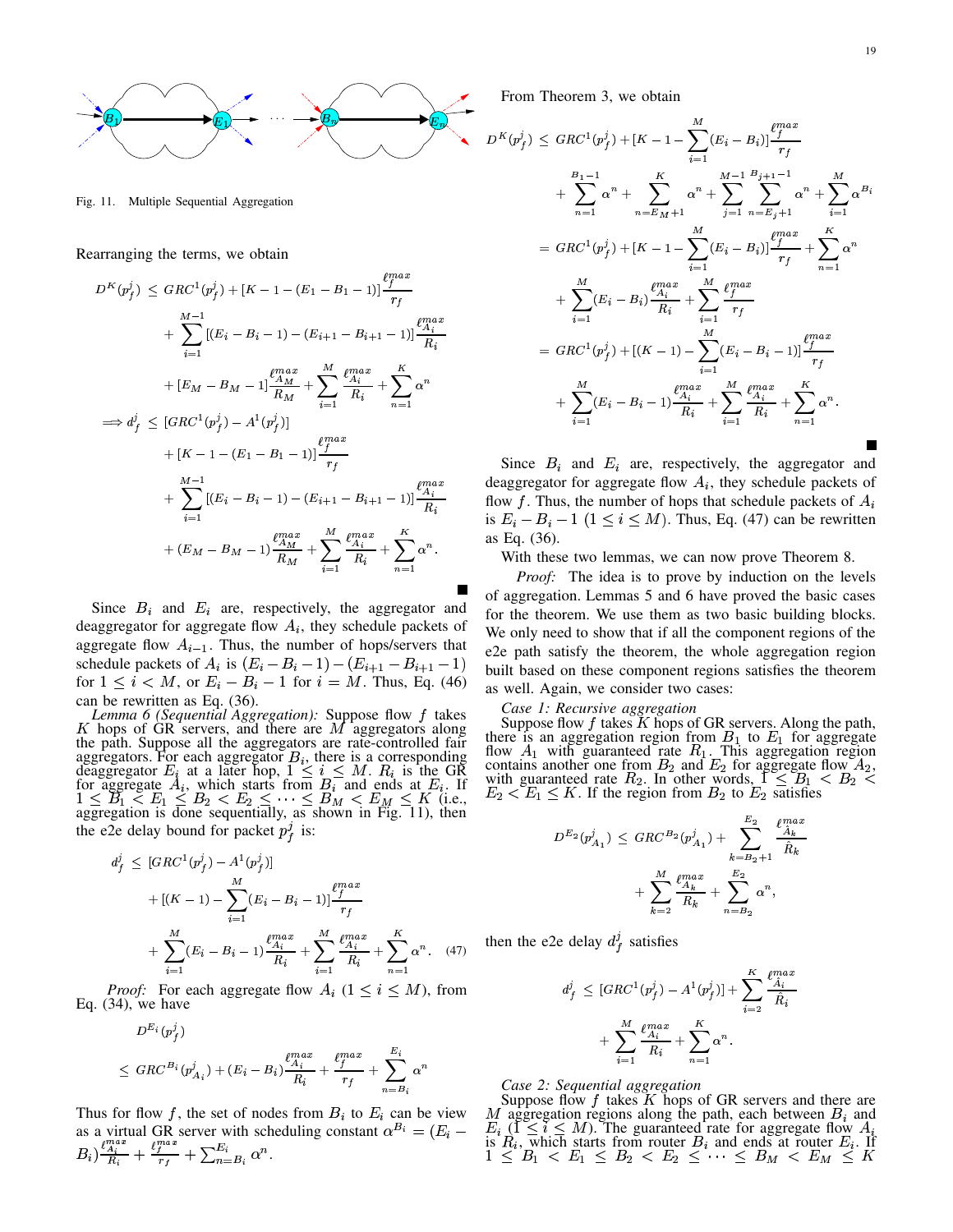Fig. 11. Multiple Sequential Aggregation

Rearranging the terms, we obtain

$$
\begin{aligned}
D^K(p_f^j) \;&\le\; GRC^1(p_f^j) + [K-1-(E_1-B_1-1)]\frac{\ell_f^{max}}{r_f} \\
&+ \sum_{i=1}^{M-1}[(E_i-B_i-1)-(E_{i+1}-B_{i+1}-1)]\frac{\ell_{A_i}^{max}}{R_i} \\
&+ [E_M-B_M-1]\frac{\ell_{A_M}^{max}}{R_M} + \sum_{i=1}^{M}\frac{\ell_{A_i}^{max}}{R_i} + \sum_{n=1}^{K}\alpha^n \\
\Longrightarrow d_f^j \;&\le\; [GRC^1(p_f^j) - A^1(p_f^j)] \\
&+ [K-1-(E_1-B_1-1)]\frac{\ell_f^{max}}{r_f} \\
&+ \sum_{i=1}^{M-1}[(E_i-B_i-1)-(E_{i+1}-B_{i+1}-1)]\frac{\ell_{A_i}^{max}}{R_i} \\
&+ (E_M-B_M-1)\frac{\ell_{A_M}^{max}}{R_M} + \sum_{i=1}^{M}\frac{\ell_{A_i}^{max}}{R_i} + \sum_{n=1}^{K}\alpha^n.
\end{aligned}
$$

■

Since $B_i$ and $E_i$ are, respectively, the aggregator and deaggregator for aggregate flow $A_i$, they schedule packets of aggregate flow $A_{i-1}$. Thus, the number of hops/servers that schedule packets of $A_i$ is $(E_i - B_i - 1) - (E_{i+1} - B_{i+1} - 1)$ for $1 \le i < M$, or $E_i - B_i - 1$ for $i = M$. Thus, Eq. (46) can be rewritten as Eq. (36).

*Lemma 6 (Sequential Aggregation):* Suppose flow $f$ takes $K$ hops of GR servers, and there are $M$ aggregators along the path. Suppose all the aggregators are rate-controlled fair aggregators. For each aggregator $B_i$, there is a corresponding deaggregator $E_i$ at a later hop, $1 \le i \le M$. $R_i$ is the GR for aggregate $A_i$, which starts from $B_i$ and ends at $E_i$. If $1 \le B_1 < E_1 \le B_2 < E_2 \le \cdots \le B_M < E_M \le K$ (i.e., aggregation is done sequentially, as shown in Fig. 11), then the e2e delay bound for packet $p_f^j$ is:

$$
\begin{aligned}
d_f^j \;&\le\; [GRC^1(p_f^j) - A^1(p_f^j)] \\
&+ [(K-1) - \sum_{i=1}^{M}(E_i - B_i - 1)]\frac{\ell_f^{max}}{r_f} \\
&+ \sum_{i=1}^{M}(E_i-B_i-1)\frac{\ell_{A_i}^{max}}{R_i} + \sum_{i=1}^{M}\frac{\ell_{A_i}^{max}}{R_i} + \sum_{n=1}^{K}\alpha^n. \quad (47)
\end{aligned}
$$

*Proof:* For each aggregate flow $A_i$ $(1 \le i \le M)$, from Eq. (34), we have

$$
\begin{aligned}
&D^{E_i}(p_f^j) \\
&\le GRC^{B_i}(p_{A_i}^j) + (E_i - B_i)\frac{\ell_{A_i}^{max}}{R_i} + \frac{\ell_f^{max}}{r_f} + \sum_{n=B_i}^{E_i}\alpha^n
\end{aligned}
$$

Thus for flow $f$, the set of nodes from $B_i$ to $E_i$ can be view as a virtual GR server with scheduling constant $\alpha^{B_i} = (E_i - B_i)\frac{\ell_{A_i}^{max}}{R_i} + \frac{\ell_f^{max}}{r_f} + \sum_{n=B_i}^{E_i}\alpha^n$.

From Theorem 3, we obtain

$$
\begin{aligned}
D^K(p_f^j) \;&\le\; GRC^1(p_f^j) + [K-1-\sum_{i=1}^{M}(E_i-B_i)]\frac{\ell_f^{max}}{r_f} \\
&+ \sum_{n=1}^{B_1-1}\alpha^n + \sum_{n=E_M+1}^{K}\alpha^n + \sum_{j=1}^{M-1}\sum_{n=E_j+1}^{B_{j+1}-1}\alpha^n + \sum_{i=1}^{M}\alpha^{B_i} \\
&= GRC^1(p_f^j) + [K-1-\sum_{i=1}^{M}(E_i-B_i)]\frac{\ell_f^{max}}{r_f} + \sum_{n=1}^{K}\alpha^n \\
&+ \sum_{i=1}^{M}(E_i-B_i)\frac{\ell_{A_i}^{max}}{R_i} + \sum_{i=1}^{M}\frac{\ell_f^{max}}{r_f} \\
&= GRC^1(p_f^j) + [(K-1) - \sum_{i=1}^{M}(E_i-B_i-1)]\frac{\ell_f^{max}}{r_f} \\
&+ \sum_{i=1}^{M}(E_i-B_i-1)\frac{\ell_{A_i}^{max}}{R_i} + \sum_{i=1}^{M}\frac{\ell_{A_i}^{max}}{R_i} + \sum_{n=1}^{K}\alpha^n.
\end{aligned}
$$

■

Since $B_i$ and $E_i$ are, respectively, the aggregator and deaggregator for aggregate flow $A_i$, they schedule packets of flow $f$. Thus, the number of hops that schedule packets of $A_i$ is $E_i - B_i - 1$ $(1 \le i \le M)$. Thus, Eq. (47) can be rewritten as Eq. (36).

With these two lemmas, we can now prove Theorem 8.

*Proof:* The idea is to prove by induction on the levels of aggregation. Lemmas 5 and 6 have proved the basic cases for the theorem. We use them as two basic building blocks. We only need to show that if all the component regions of the e2e path satisfy the theorem, the whole aggregation region built based on these component regions satisfies the theorem as well. Again, we consider two cases:

*Case 1: Recursive aggregation*

Suppose flow $f$ takes $K$ hops of GR servers. Along the path, there is an aggregation region from $B_1$ to $E_1$ for aggregate flow $A_1$ with guaranteed rate $R_1$. This aggregation region contains another one from $B_2$ and $E_2$ for aggregate flow $A_2$, with guaranteed rate $R_2$. In other words, $1 \le B_1 < B_2 < E_2 < E_1 \le K$. If the region from $B_2$ to $E_2$ satisfies

$$
\begin{aligned}
D^{E_2}(p_{A_1}^j) \;&\le\; GRC^{B_2}(p_{A_1}^j) + \sum_{k=B_2+1}^{E_2}\frac{\ell_{\hat{A}_k}^{max}}{\hat{R}_k} \\
&+ \sum_{k=2}^{M}\frac{\ell_{A_k}^{max}}{R_k} + \sum_{n=B_2}^{E_2}\alpha^n,
\end{aligned}
$$

then the e2e delay $d_f^j$ satisfies

$$
\begin{aligned}
d_f^j \;&\le\; [GRC^1(p_f^j) - A^1(p_f^j)] + \sum_{i=2}^{K}\frac{\ell_{\hat{A}_i}^{max}}{\hat{R}_i} \\
&+ \sum_{i=1}^{M}\frac{\ell_{A_i}^{max}}{R_i} + \sum_{n=1}^{K}\alpha^n.
\end{aligned}
$$

*Case 2: Sequential aggregation*

Suppose flow $f$ takes $K$ hops of GR servers and there are $M$ aggregation regions along the path, each between $B_i$ and $E_i$ $(1 \le i \le M)$. The guaranteed rate for aggregate flow $A_i$ is $R_i$, which starts from router $B_i$ and ends at router $E_i$. If $1 \le B_1 < E_1 \le B_2 < E_2 \le \cdots \le B_M < E_M \le K$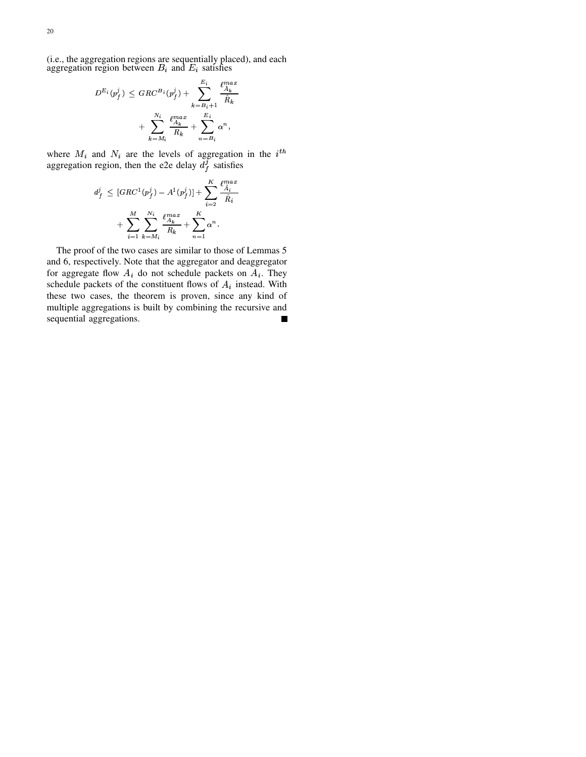(i.e., the aggregation regions are sequentially placed), and each aggregation region between $B_i$ and $E_i$ satisfies

$$D^{E_i}(p_f^j) \le GRC^{B_i}(p_f^j) + \sum_{k=B_i+1}^{E_i} \frac{\ell_{\hat{A}_k}^{max}}{\hat{R}_k} + \sum_{k=M_i}^{N_i} \frac{\ell_{A_k}^{max}}{R_k} + \sum_{n=B_i}^{E_i} \alpha^n,$$

where $M_i$ and $N_i$ are the levels of aggregation in the $i^{th}$ aggregation region, then the e2e delay $d_f^j$ satisfies

$$d_f^j \le [GRC^1(p_f^j) - A^1(p_f^j)] + \sum_{i=2}^{K} \frac{\ell_{\hat{A}_i}^{max}}{\hat{R}_i} + \sum_{i=1}^{M} \sum_{k=M_i}^{N_i} \frac{\ell_{A_k}^{max}}{R_k} + \sum_{n=1}^{K} \alpha^n.$$

The proof of the two cases are similar to those of Lemmas 5 and 6, respectively. Note that the aggregator and deaggregator for aggregate flow $A_i$ do not schedule packets on $A_i$. They schedule packets of the constituent flows of $A_i$ instead. With these two cases, the theorem is proven, since any kind of multiple aggregations is built by combining the recursive and sequential aggregations. ∎